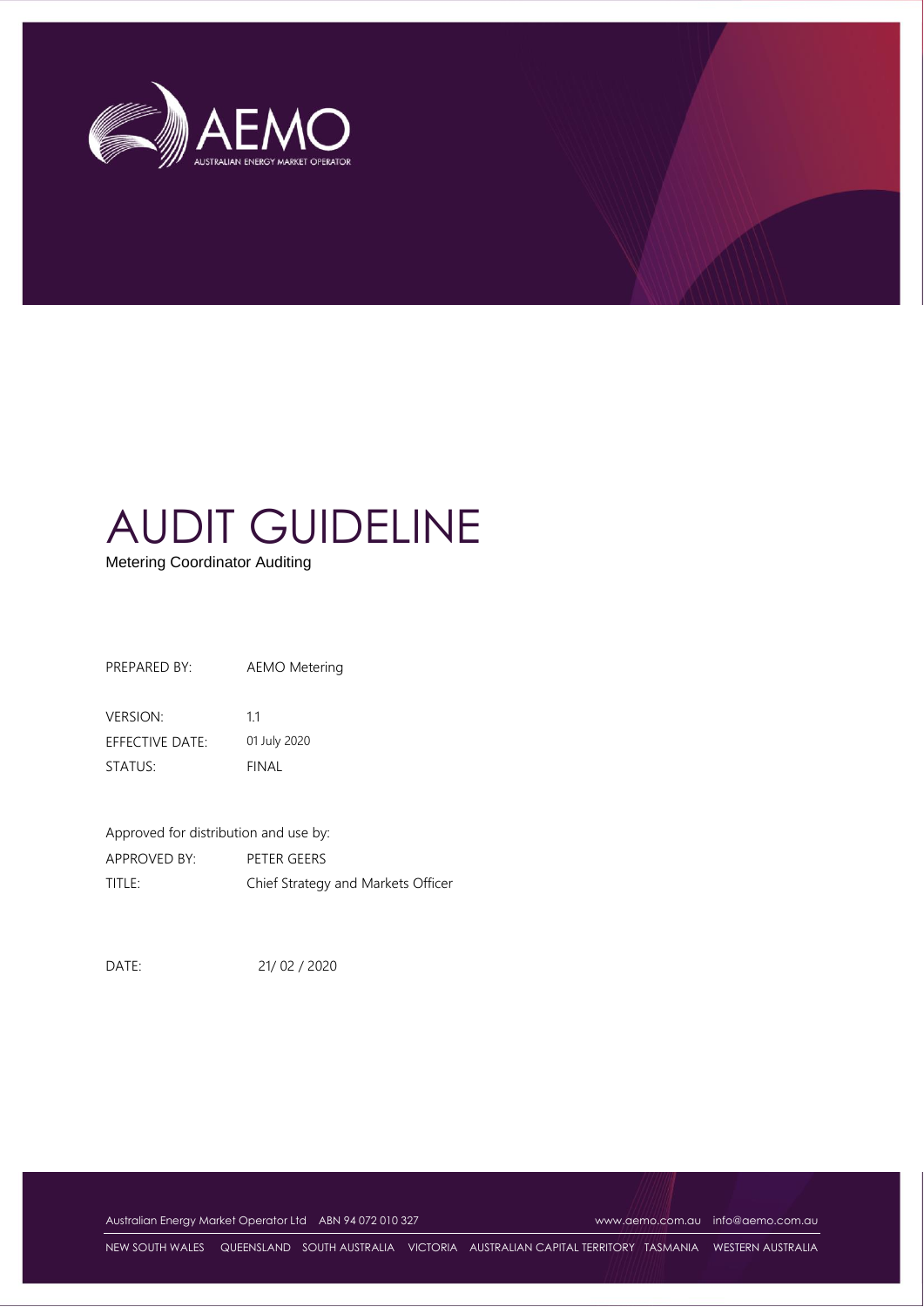# AUDIT GUIDELINE

Metering Coordinator Auditing

| | |
|---|---|
| PREPARED BY: | AEMO Metering |
| VERSION: | 1.1 |
| EFFECTIVE DATE: | 01 July 2020 |
| STATUS: | FINAL |

Approved for distribution and use by:

| | |
|---|---|
| APPROVED BY: | PETER GEERS |
| TITLE: | Chief Strategy and Markets Officer |

DATE: 21/ 02 / 2020

Australian Energy Market Operator Ltd ABN 94 072 010 327 www.aemo.com.au info@aemo.com.au

NEW SOUTH WALES QUEENSLAND SOUTH AUSTRALIA VICTORIA AUSTRALIAN CAPITAL TERRITORY TASMANIA WESTERN AUSTRALIA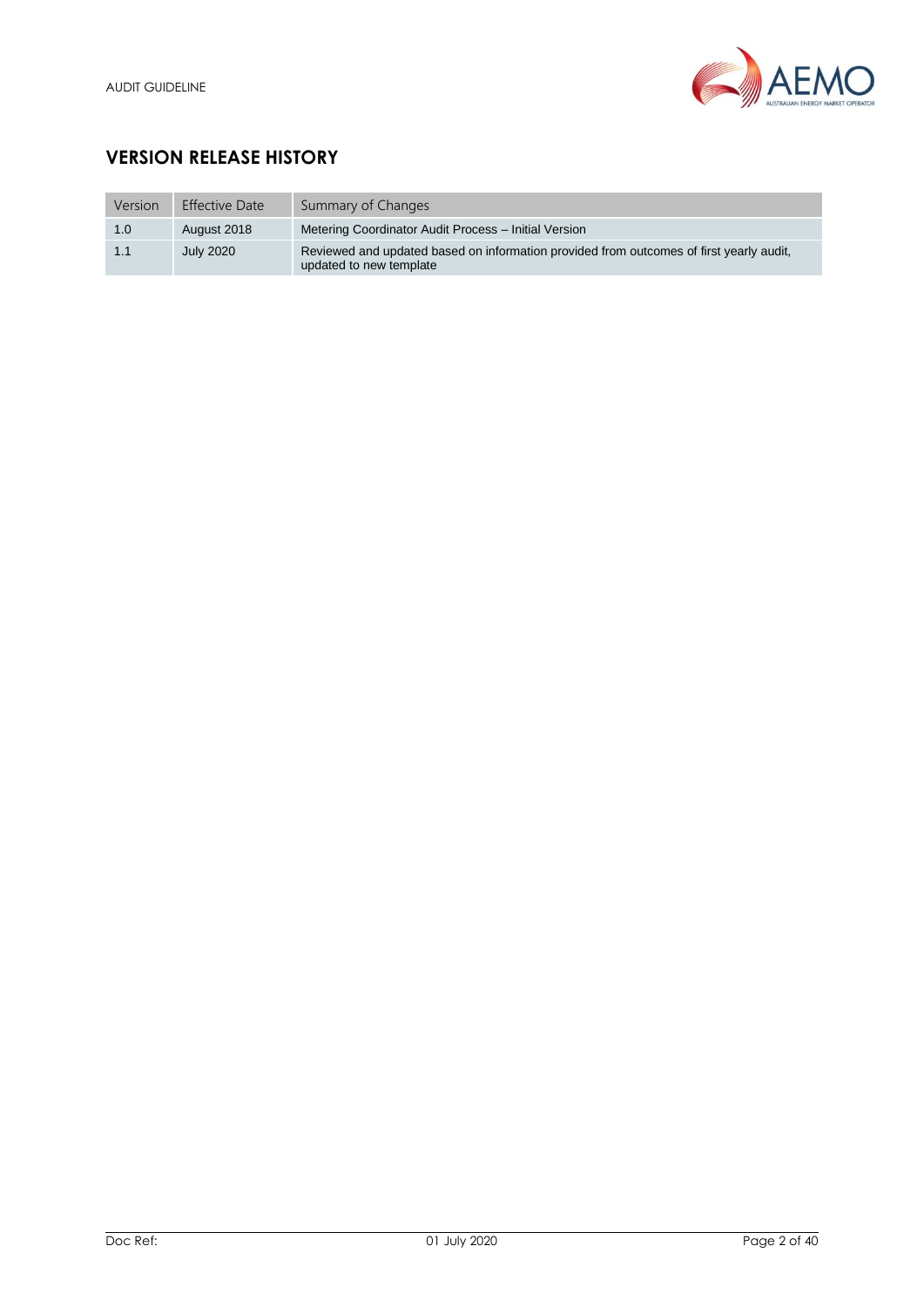## VERSION RELEASE HISTORY

| Version | Effective Date | Summary of Changes |
|---|---|---|
| 1.0 | August 2018 | Metering Coordinator Audit Process – Initial Version |
| 1.1 | July 2020 | Reviewed and updated based on information provided from outcomes of first yearly audit, updated to new template |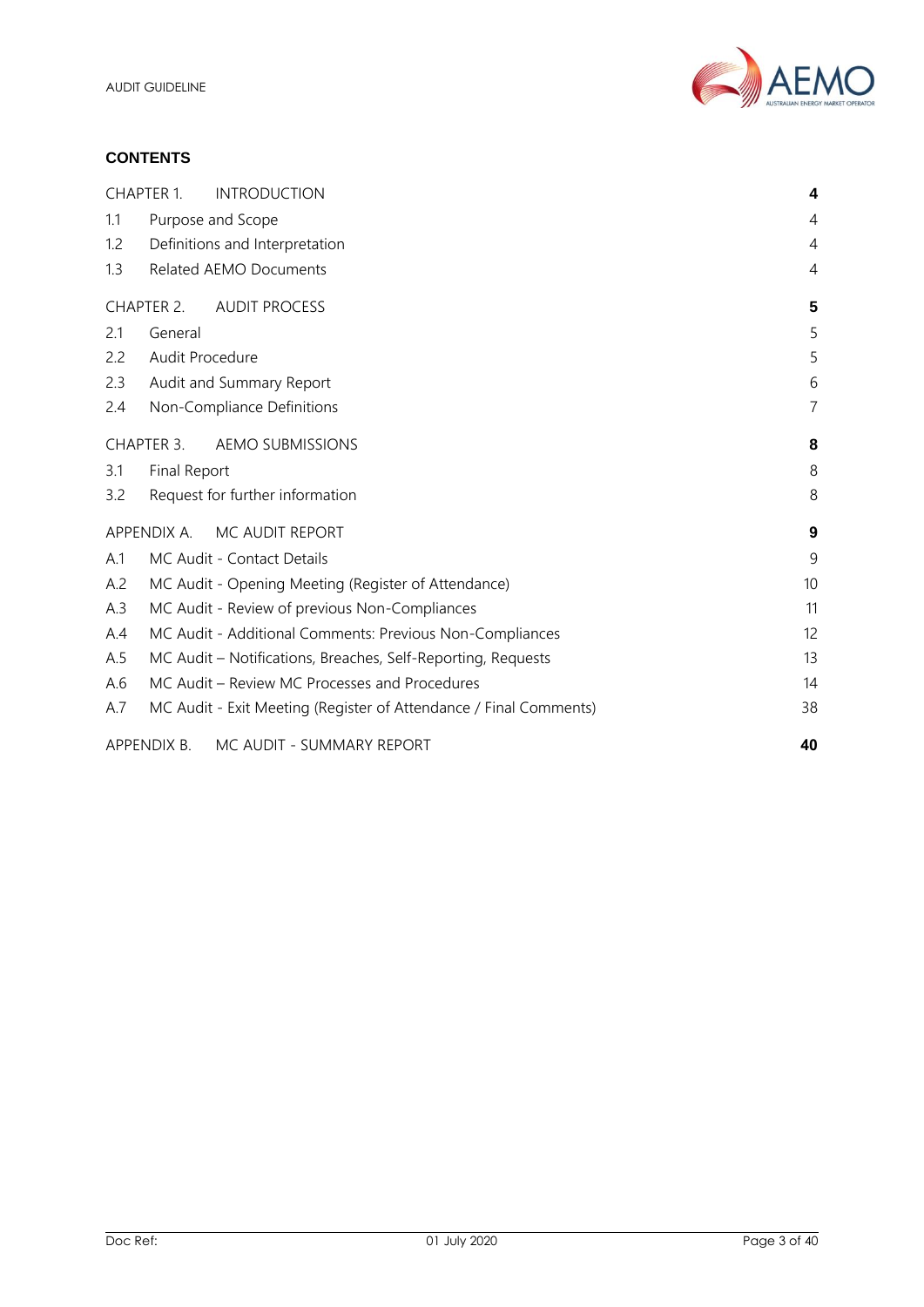## CONTENTS

| | | |
|---|---|---|
| CHAPTER 1. | INTRODUCTION | **4** |
| 1.1 | Purpose and Scope | 4 |
| 1.2 | Definitions and Interpretation | 4 |
| 1.3 | Related AEMO Documents | 4 |
| CHAPTER 2. | AUDIT PROCESS | **5** |
| 2.1 | General | 5 |
| 2.2 | Audit Procedure | 5 |
| 2.3 | Audit and Summary Report | 6 |
| 2.4 | Non-Compliance Definitions | 7 |
| CHAPTER 3. | AEMO SUBMISSIONS | **8** |
| 3.1 | Final Report | 8 |
| 3.2 | Request for further information | 8 |
| APPENDIX A. | MC AUDIT REPORT | **9** |
| A.1 | MC Audit - Contact Details | 9 |
| A.2 | MC Audit - Opening Meeting (Register of Attendance) | 10 |
| A.3 | MC Audit - Review of previous Non-Compliances | 11 |
| A.4 | MC Audit - Additional Comments: Previous Non-Compliances | 12 |
| A.5 | MC Audit – Notifications, Breaches, Self-Reporting, Requests | 13 |
| A.6 | MC Audit – Review MC Processes and Procedures | 14 |
| A.7 | MC Audit - Exit Meeting (Register of Attendance / Final Comments) | 38 |
| APPENDIX B. | MC AUDIT - SUMMARY REPORT | **40** |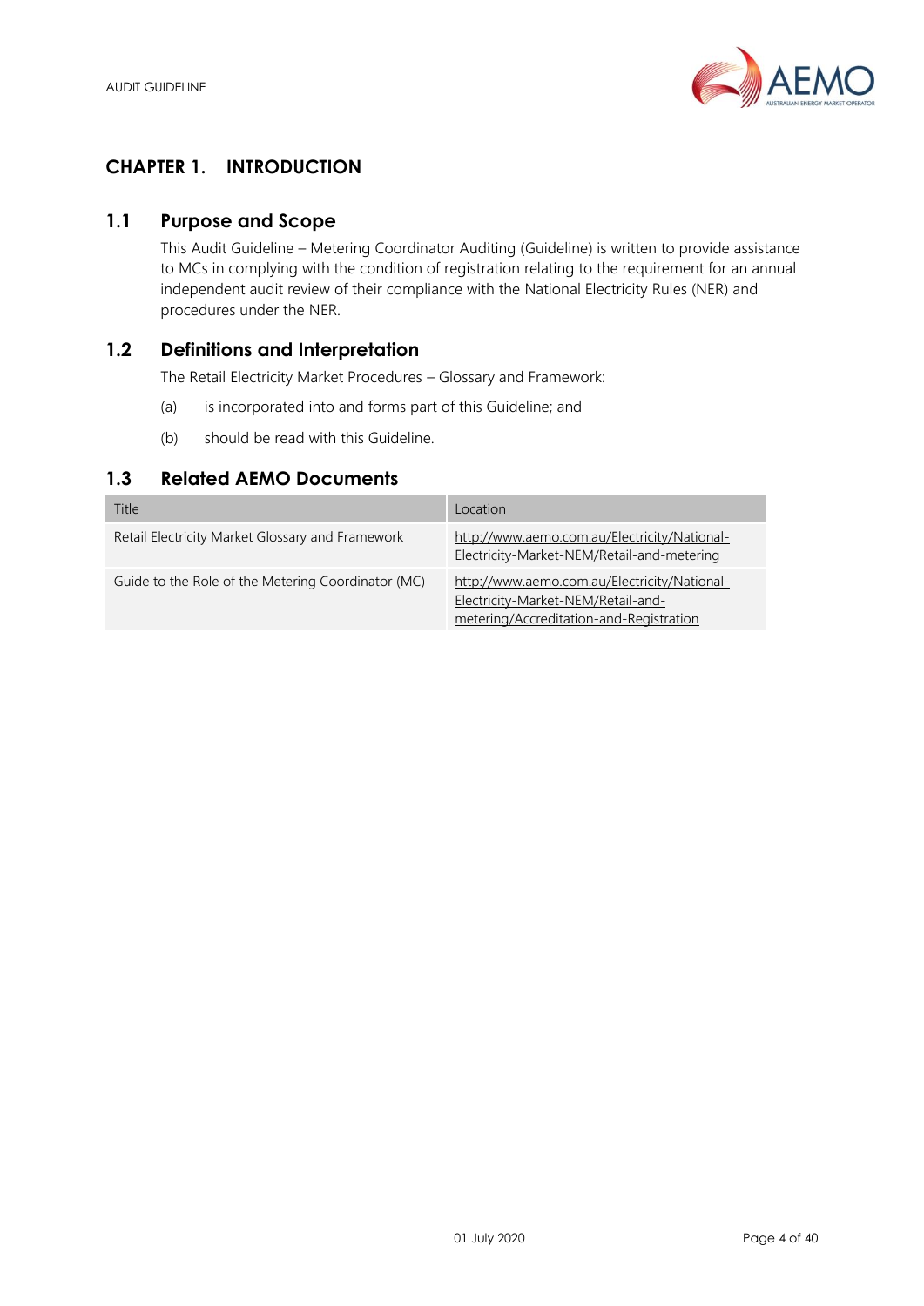# CHAPTER 1. INTRODUCTION

## 1.1 Purpose and Scope

This Audit Guideline – Metering Coordinator Auditing (Guideline) is written to provide assistance to MCs in complying with the condition of registration relating to the requirement for an annual independent audit review of their compliance with the National Electricity Rules (NER) and procedures under the NER.

## 1.2 Definitions and Interpretation

The Retail Electricity Market Procedures – Glossary and Framework:

(a) is incorporated into and forms part of this Guideline; and

(b) should be read with this Guideline.

## 1.3 Related AEMO Documents

| Title | Location |
|---|---|
| Retail Electricity Market Glossary and Framework | http://www.aemo.com.au/Electricity/National-Electricity-Market-NEM/Retail-and-metering |
| Guide to the Role of the Metering Coordinator (MC) | http://www.aemo.com.au/Electricity/National-Electricity-Market-NEM/Retail-and-metering/Accreditation-and-Registration |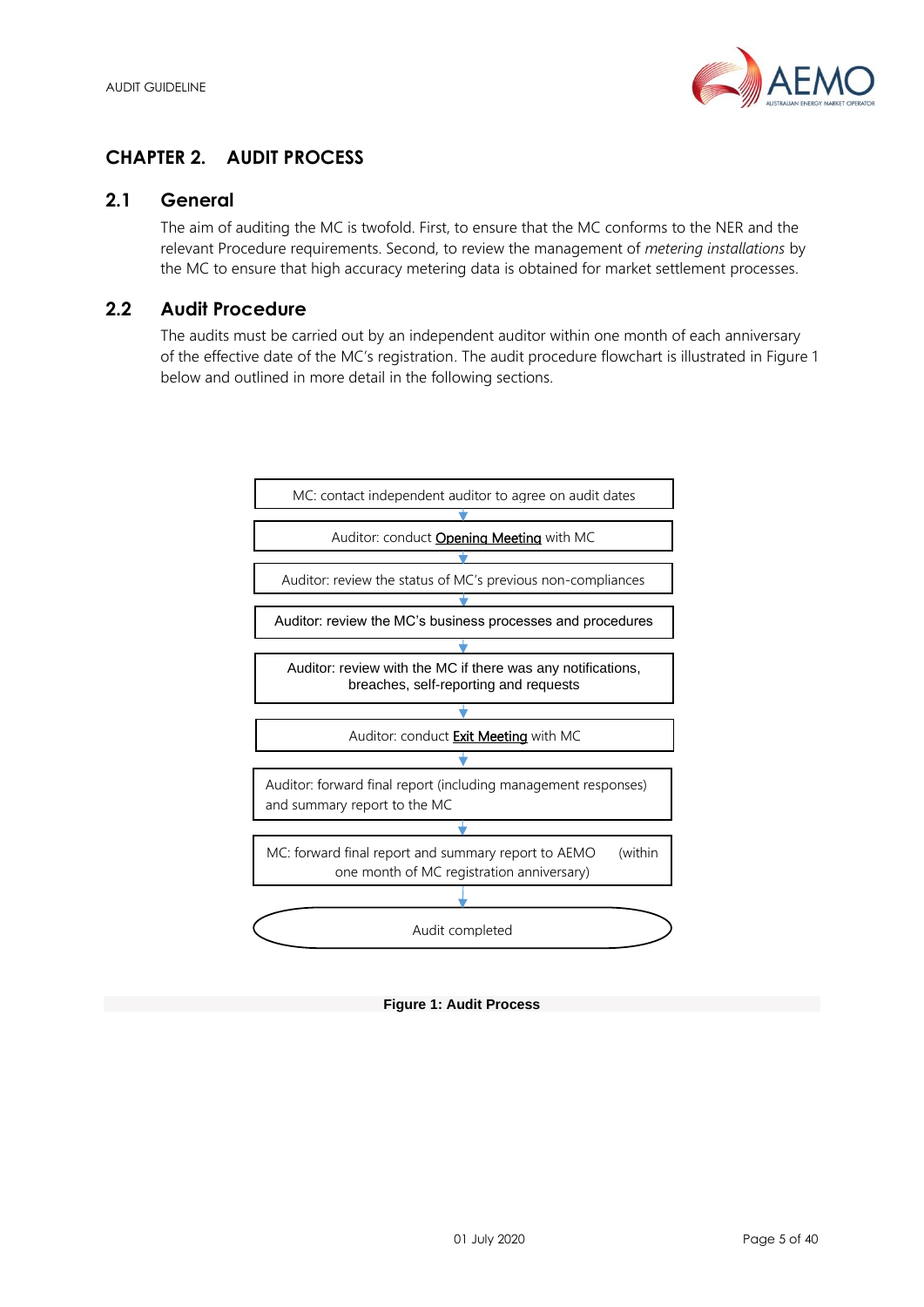# CHAPTER 2. AUDIT PROCESS

## 2.1 General

The aim of auditing the MC is twofold. First, to ensure that the MC conforms to the NER and the relevant Procedure requirements. Second, to review the management of *metering installations* by the MC to ensure that high accuracy metering data is obtained for market settlement processes.

## 2.2 Audit Procedure

The audits must be carried out by an independent auditor within one month of each anniversary of the effective date of the MC's registration. The audit procedure flowchart is illustrated in Figure 1 below and outlined in more detail in the following sections.

MC: contact independent auditor to agree on audit dates

↓

Auditor: conduct Opening Meeting with MC

↓

Auditor: review the status of MC's previous non-compliances

↓

Auditor: review the MC's business processes and procedures

↓

Auditor: review with the MC if there was any notifications, breaches, self-reporting and requests

↓

Auditor: conduct Exit Meeting with MC

↓

Auditor: forward final report (including management responses) and summary report to the MC

↓

MC: forward final report and summary report to AEMO (within one month of MC registration anniversary)

↓

Audit completed

**Figure 1: Audit Process**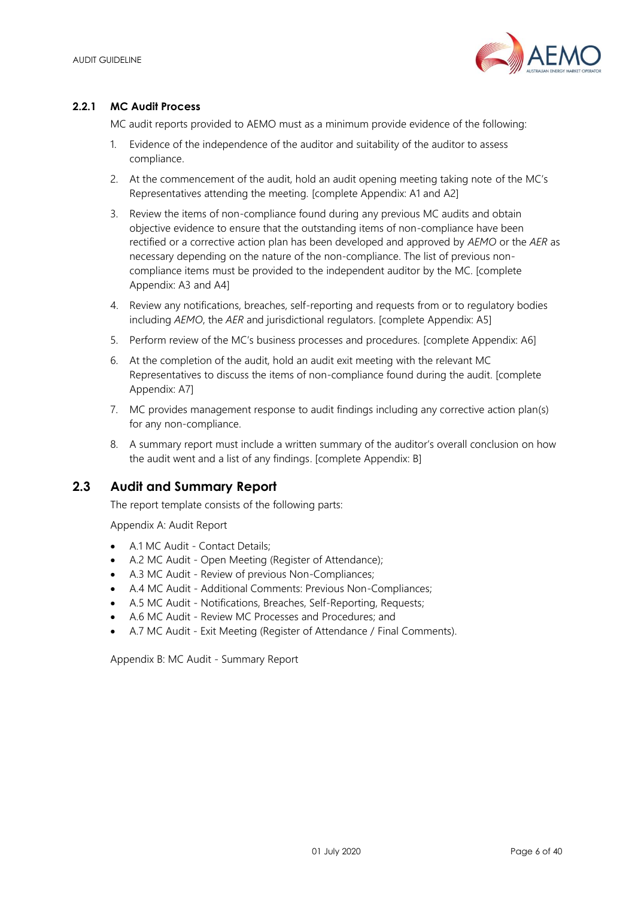### 2.2.1 MC Audit Process

MC audit reports provided to AEMO must as a minimum provide evidence of the following:

1. Evidence of the independence of the auditor and suitability of the auditor to assess compliance.
2. At the commencement of the audit, hold an audit opening meeting taking note of the MC's Representatives attending the meeting. [complete Appendix: A1 and A2]
3. Review the items of non-compliance found during any previous MC audits and obtain objective evidence to ensure that the outstanding items of non-compliance have been rectified or a corrective action plan has been developed and approved by *AEMO* or the *AER* as necessary depending on the nature of the non-compliance. The list of previous non-compliance items must be provided to the independent auditor by the MC. [complete Appendix: A3 and A4]
4. Review any notifications, breaches, self-reporting and requests from or to regulatory bodies including *AEMO*, the *AER* and jurisdictional regulators. [complete Appendix: A5]
5. Perform review of the MC's business processes and procedures. [complete Appendix: A6]
6. At the completion of the audit, hold an audit exit meeting with the relevant MC Representatives to discuss the items of non-compliance found during the audit. [complete Appendix: A7]
7. MC provides management response to audit findings including any corrective action plan(s) for any non-compliance.
8. A summary report must include a written summary of the auditor's overall conclusion on how the audit went and a list of any findings. [complete Appendix: B]

## 2.3 Audit and Summary Report

The report template consists of the following parts:

Appendix A: Audit Report

- A.1 MC Audit - Contact Details;
- A.2 MC Audit - Open Meeting (Register of Attendance);
- A.3 MC Audit - Review of previous Non-Compliances;
- A.4 MC Audit - Additional Comments: Previous Non-Compliances;
- A.5 MC Audit - Notifications, Breaches, Self-Reporting, Requests;
- A.6 MC Audit - Review MC Processes and Procedures; and
- A.7 MC Audit - Exit Meeting (Register of Attendance / Final Comments).

Appendix B: MC Audit - Summary Report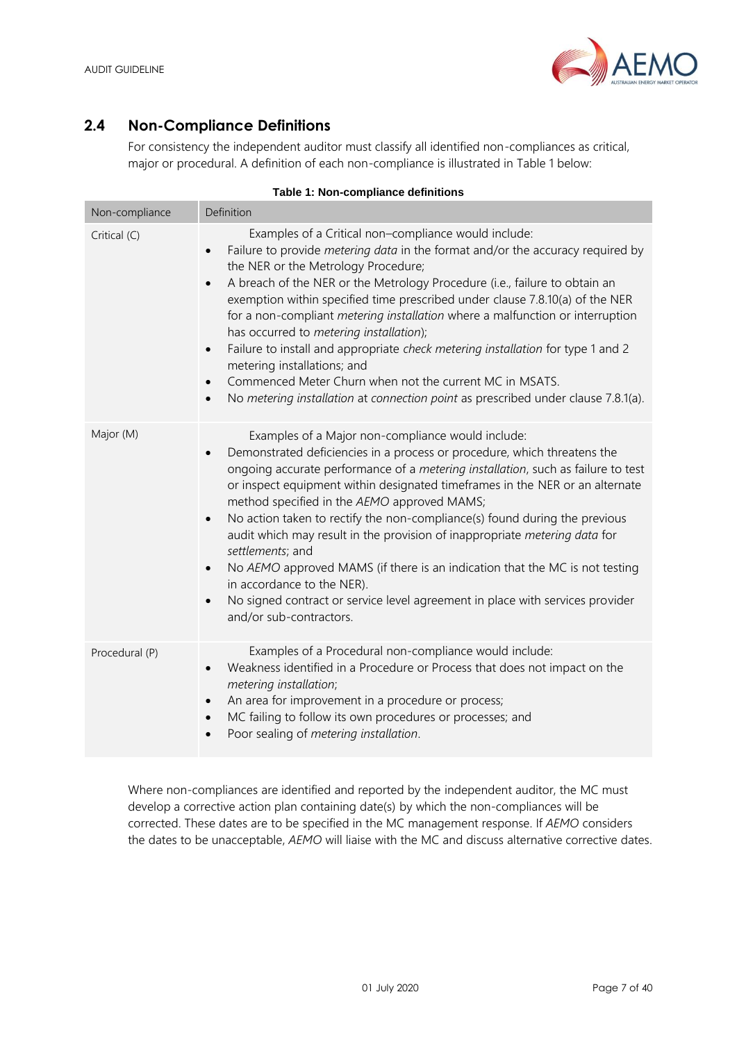## 2.4 Non-Compliance Definitions

For consistency the independent auditor must classify all identified non-compliances as critical, major or procedural. A definition of each non-compliance is illustrated in Table 1 below:

**Table 1: Non-compliance definitions**

| Non-compliance | Definition |
|---|---|
| Critical (C) | Examples of a Critical non–compliance would include:<br>• Failure to provide *metering data* in the format and/or the accuracy required by the NER or the Metrology Procedure;<br>• A breach of the NER or the Metrology Procedure (i.e., failure to obtain an exemption within specified time prescribed under clause 7.8.10(a) of the NER for a non-compliant *metering installation* where a malfunction or interruption has occurred to *metering installation*);<br>• Failure to install and appropriate *check metering installation* for type 1 and 2 metering installations; and<br>• Commenced Meter Churn when not the current MC in MSATS.<br>• No *metering installation* at *connection point* as prescribed under clause 7.8.1(a). |
| Major (M) | Examples of a Major non-compliance would include:<br>• Demonstrated deficiencies in a process or procedure, which threatens the ongoing accurate performance of a *metering installation*, such as failure to test or inspect equipment within designated timeframes in the NER or an alternate method specified in the *AEMO* approved MAMS;<br>• No action taken to rectify the non-compliance(s) found during the previous audit which may result in the provision of inappropriate *metering data* for *settlements*; and<br>• No *AEMO* approved MAMS (if there is an indication that the MC is not testing in accordance to the NER).<br>• No signed contract or service level agreement in place with services provider and/or sub-contractors. |
| Procedural (P) | Examples of a Procedural non-compliance would include:<br>• Weakness identified in a Procedure or Process that does not impact on the *metering installation*;<br>• An area for improvement in a procedure or process;<br>• MC failing to follow its own procedures or processes; and<br>• Poor sealing of *metering installation*. |

Where non-compliances are identified and reported by the independent auditor, the MC must develop a corrective action plan containing date(s) by which the non-compliances will be corrected. These dates are to be specified in the MC management response. If *AEMO* considers the dates to be unacceptable, *AEMO* will liaise with the MC and discuss alternative corrective dates.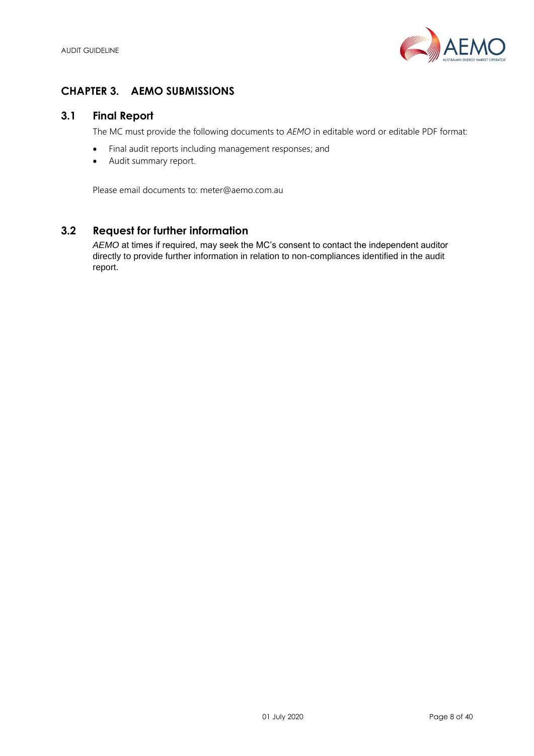# CHAPTER 3. AEMO SUBMISSIONS

## 3.1 Final Report

The MC must provide the following documents to *AEMO* in editable word or editable PDF format:

- Final audit reports including management responses; and
- Audit summary report.

Please email documents to: meter@aemo.com.au

## 3.2 Request for further information

*AEMO* at times if required, may seek the MC's consent to contact the independent auditor directly to provide further information in relation to non-compliances identified in the audit report.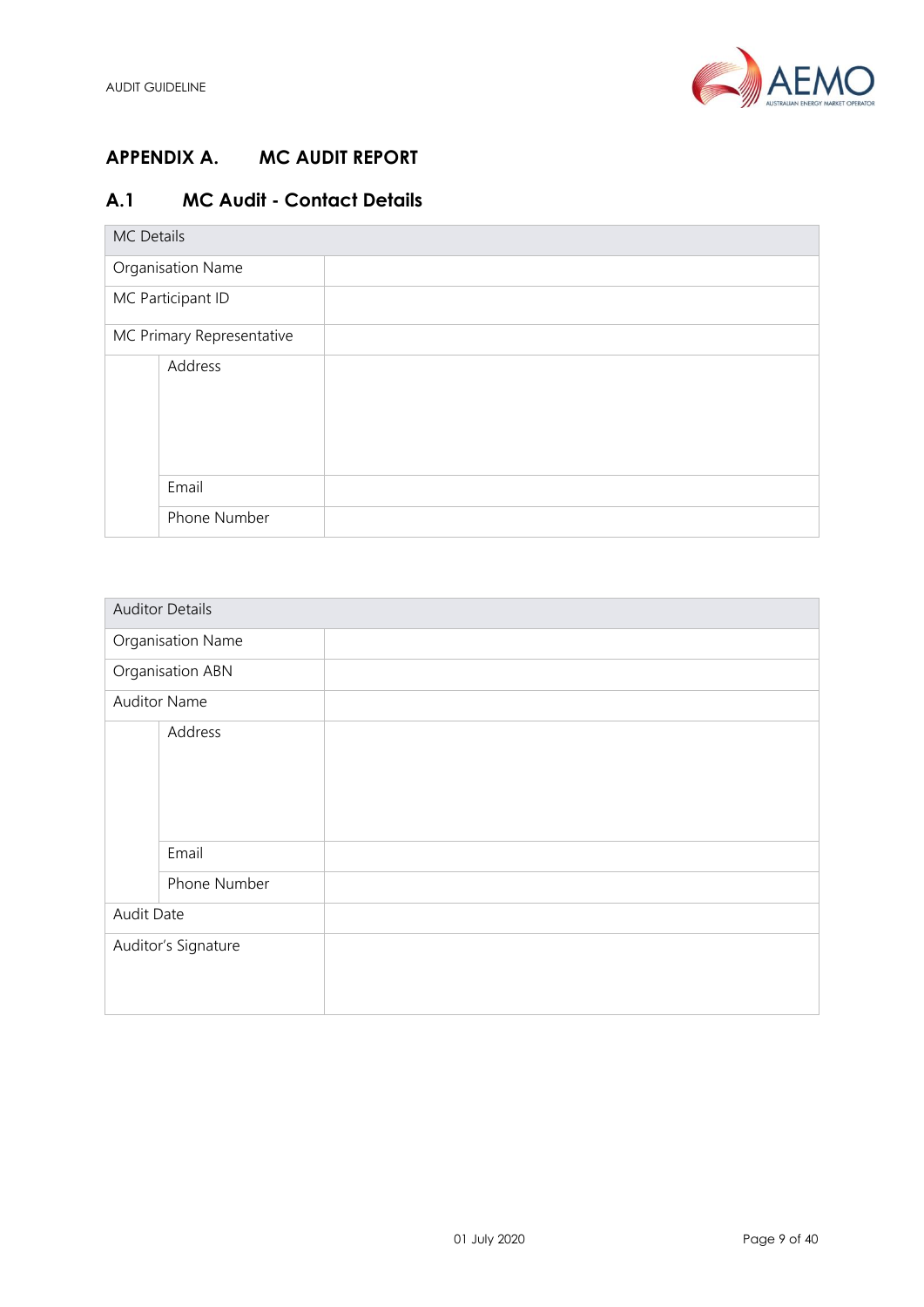# APPENDIX A. MC AUDIT REPORT

## A.1 MC Audit - Contact Details

| MC Details | | |
|---|---|---|
| Organisation Name | | |
| MC Participant ID | | |
| MC Primary Representative | | |
| | Address | |
| | Email | |
| | Phone Number | |

| Auditor Details | | |
|---|---|---|
| Organisation Name | | |
| Organisation ABN | | |
| Auditor Name | | |
| | Address | |
| | Email | |
| | Phone Number | |
| Audit Date | | |
| Auditor's Signature | | |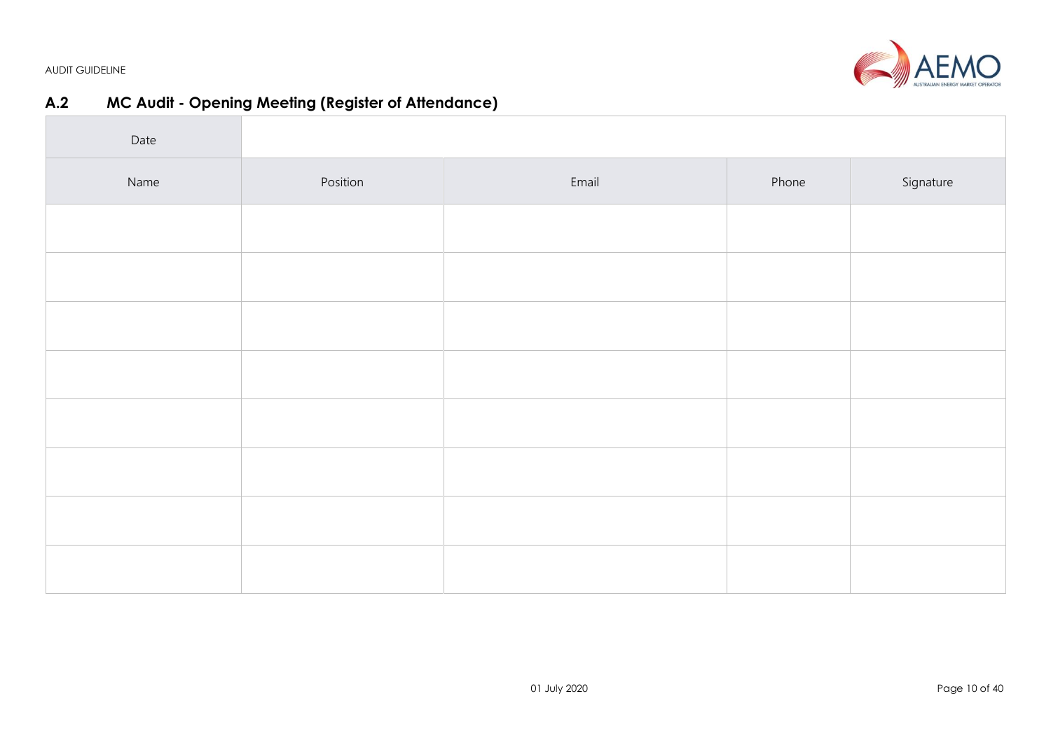## A.2 MC Audit - Opening Meeting (Register of Attendance)

| Date | | | | |
|---|---|---|---|---|
| Name | Position | Email | Phone | Signature |
| | | | | |
| | | | | |
| | | | | |
| | | | | |
| | | | | |
| | | | | |
| | | | | |
| | | | | |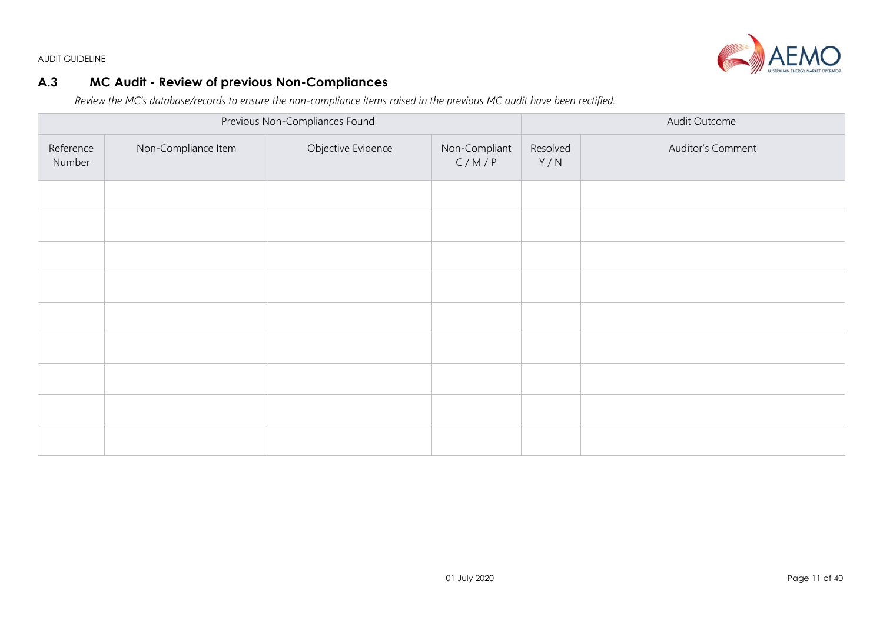## A.3 MC Audit - Review of previous Non-Compliances

*Review the MC's database/records to ensure the non-compliance items raised in the previous MC audit have been rectified.*

| Previous Non-Compliances Found | | | | Audit Outcome | |
|---|---|---|---|---|---|
| Reference Number | Non-Compliance Item | Objective Evidence | Non-Compliant C / M / P | Resolved Y / N | Auditor's Comment |
| | | | | | |
| | | | | | |
| | | | | | |
| | | | | | |
| | | | | | |
| | | | | | |
| | | | | | |
| | | | | | |
| | | | | | |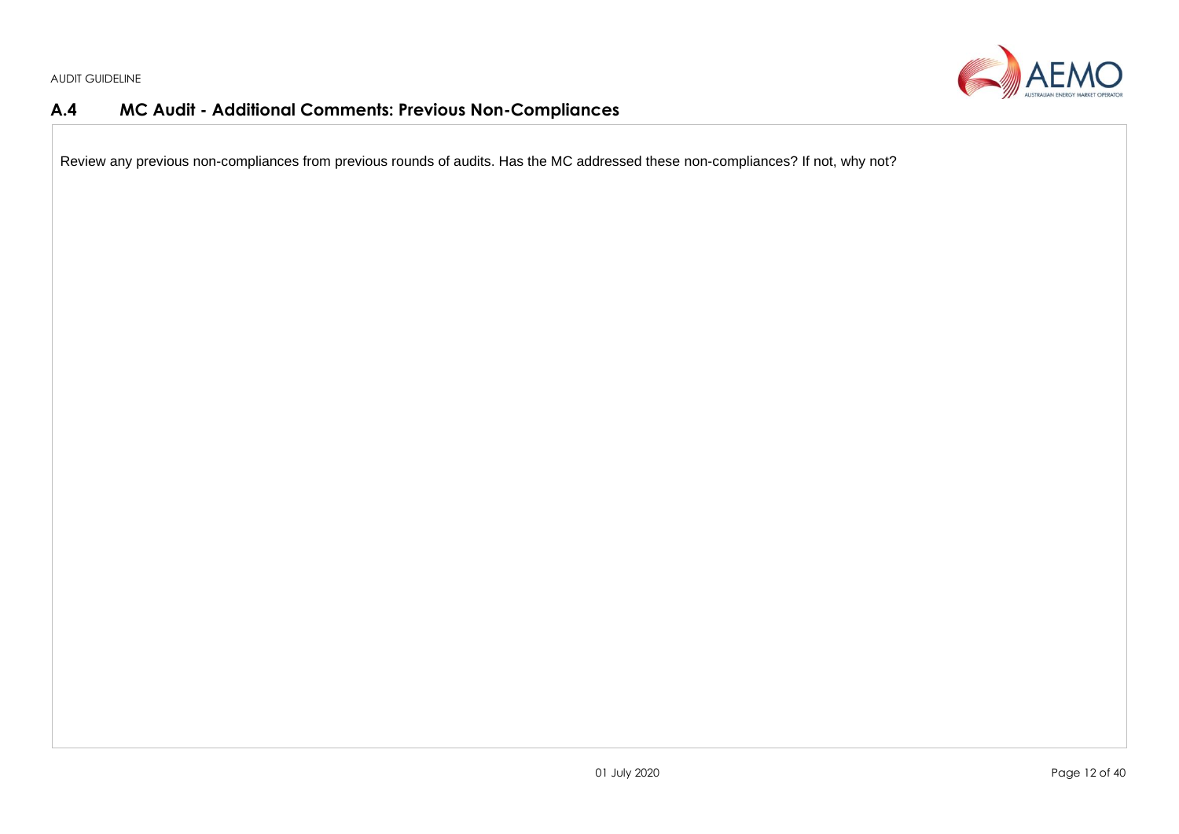## A.4 MC Audit - Additional Comments: Previous Non-Compliances

Review any previous non-compliances from previous rounds of audits. Has the MC addressed these non-compliances? If not, why not?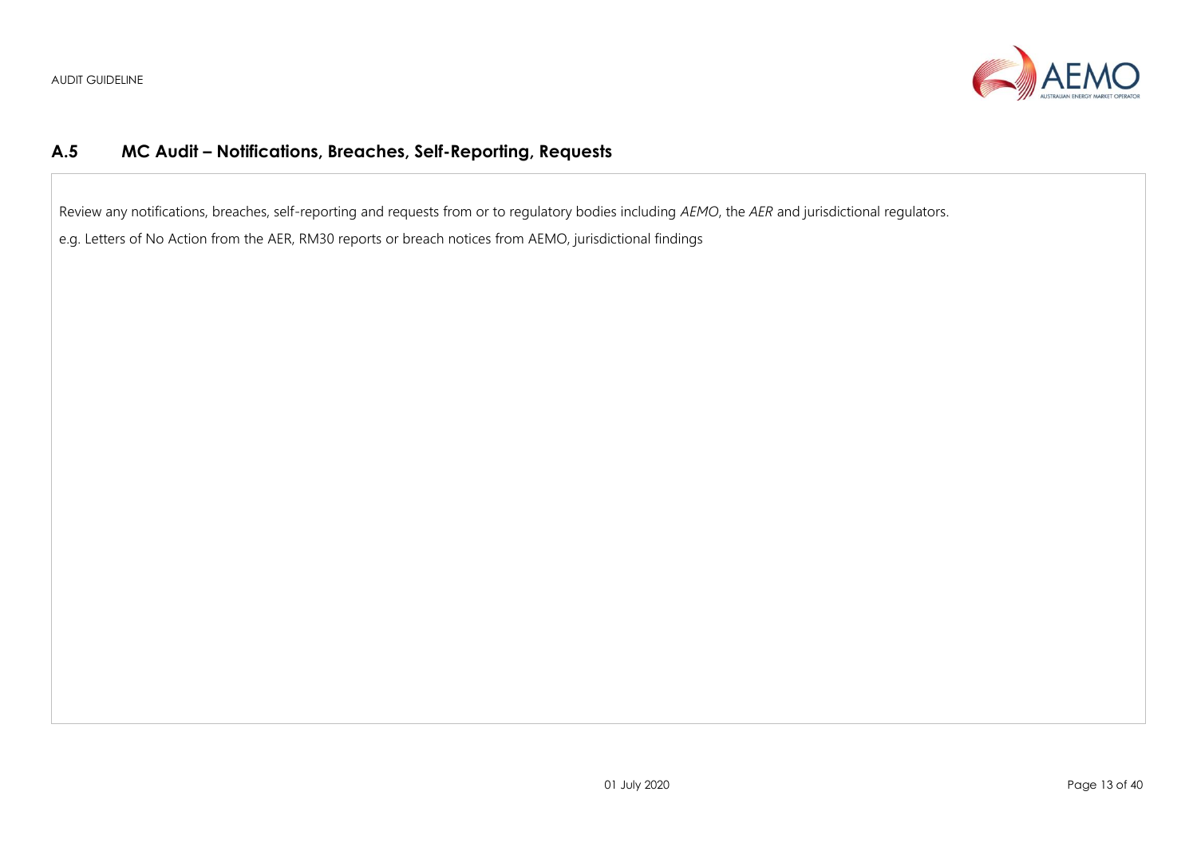## A.5 MC Audit – Notifications, Breaches, Self-Reporting, Requests

Review any notifications, breaches, self-reporting and requests from or to regulatory bodies including *AEMO*, the *AER* and jurisdictional regulators.

e.g. Letters of No Action from the AER, RM30 reports or breach notices from AEMO, jurisdictional findings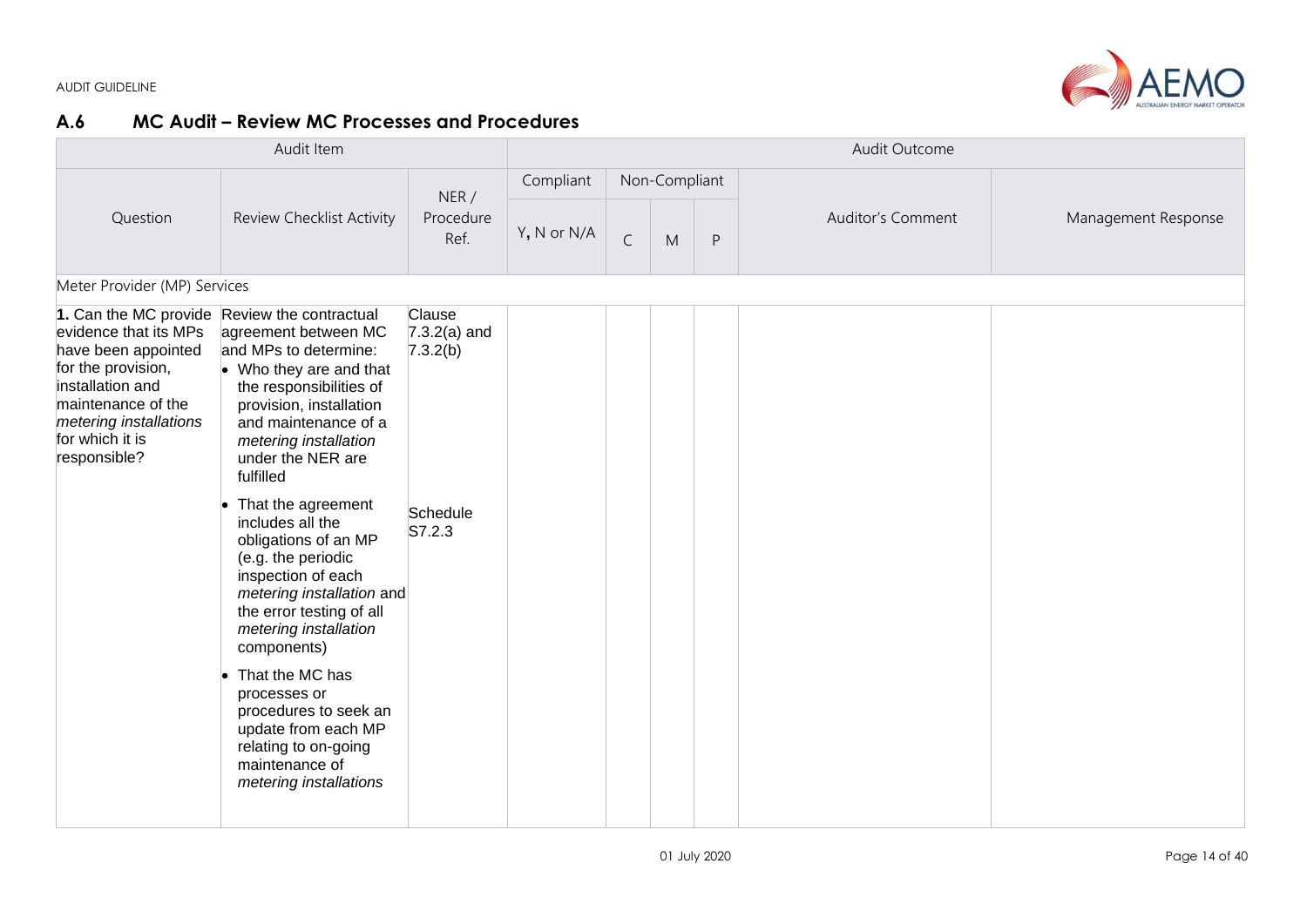## A.6 MC Audit – Review MC Processes and Procedures

| Audit Item | | | Audit Outcome | | | | | |
|---|---|---|---|---|---|---|---|---|
| Question | Review Checklist Activity | NER / Procedure Ref. | Compliant | Non-Compliant | | | Auditor's Comment | Management Response |
| | | | Y, N or N/A | C | M | P | | |
| Meter Provider (MP) Services | | | | | | | | |
| **1.** Can the MC provide evidence that its MPs have been appointed for the provision, installation and maintenance of the *metering installations* for which it is responsible? | Review the contractual agreement between MC and MPs to determine:<br>• Who they are and that the responsibilities of provision, installation and maintenance of a *metering installation* under the NER are fulfilled | Clause 7.3.2(a) and 7.3.2(b) | | | | | | |
| | • That the agreement includes all the obligations of an MP (e.g. the periodic inspection of each *metering installation* and the error testing of all *metering installation* components) | Schedule S7.2.3 | | | | | | |
| | • That the MC has processes or procedures to seek an update from each MP relating to on-going maintenance of *metering installations* | | | | | | | |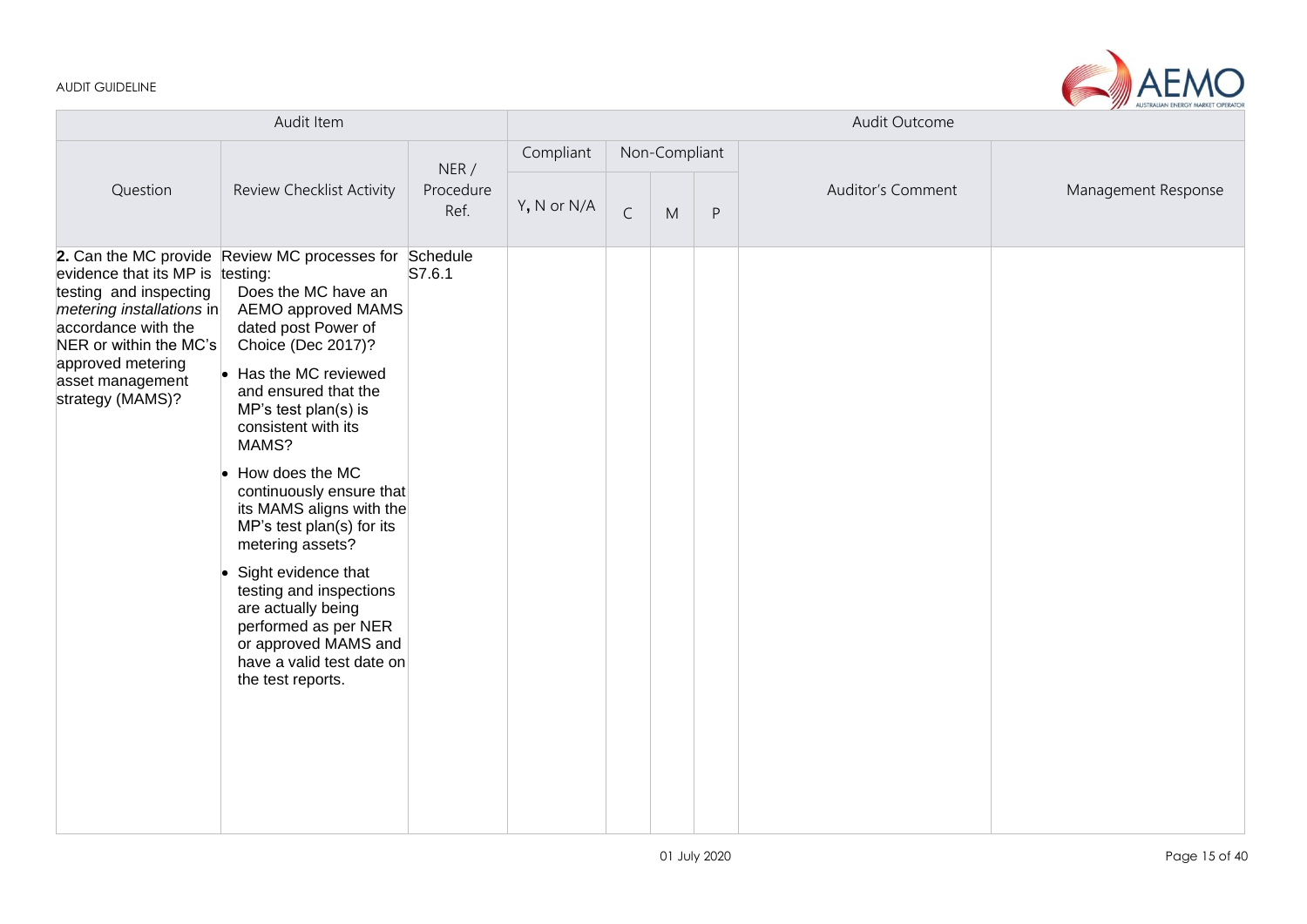| Audit Item | | | Audit Outcome | | | | | |
|---|---|---|---|---|---|---|---|---|
| Question | Review Checklist Activity | NER / Procedure Ref. | Compliant | Non-Compliant | | | Auditor's Comment | Management Response |
| | | | Y, N or N/A | C | M | P | | |
| **2.** Can the MC provide evidence that its MP is testing and inspecting *metering installations* in accordance with the NER or within the MC's approved metering asset management strategy (MAMS)? | Review MC processes for testing: Does the MC have an AEMO approved MAMS dated post Power of Choice (Dec 2017)? <br>• Has the MC reviewed and ensured that the MP's test plan(s) is consistent with its MAMS? <br>• How does the MC continuously ensure that its MAMS aligns with the MP's test plan(s) for its metering assets? <br>• Sight evidence that testing and inspections are actually being performed as per NER or approved MAMS and have a valid test date on the test reports. | Schedule S7.6.1 | | | | | | |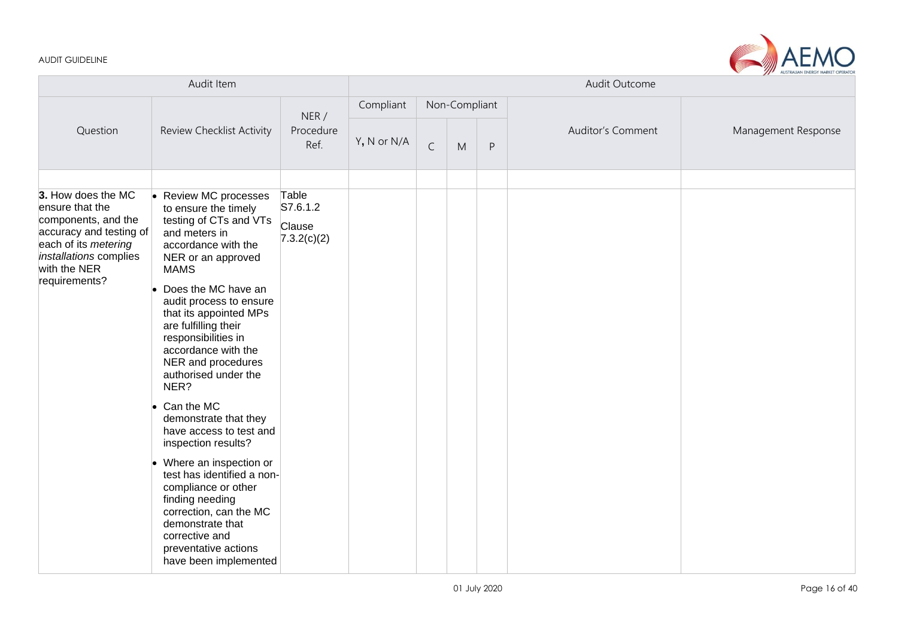| Audit Item | | | Audit Outcome | | | | | |
|---|---|---|---|---|---|---|---|---|
| Question | Review Checklist Activity | NER / Procedure Ref. | Compliant | Non-Compliant | | | Auditor's Comment | Management Response |
| | | | Y, N or N/A | C | M | P | | |
| | | | | | | | | |
| **3.** How does the MC ensure that the components, and the accuracy and testing of each of its *metering installations* complies with the NER requirements? | • Review MC processes to ensure the timely testing of CTs and VTs and meters in accordance with the NER or an approved MAMS<br>• Does the MC have an audit process to ensure that its appointed MPs are fulfilling their responsibilities in accordance with the NER and procedures authorised under the NER?<br>• Can the MC demonstrate that they have access to test and inspection results?<br>• Where an inspection or test has identified a non-compliance or other finding needing correction, can the MC demonstrate that corrective and preventative actions have been implemented | Table S7.6.1.2<br>Clause 7.3.2(c)(2) | | | | | | |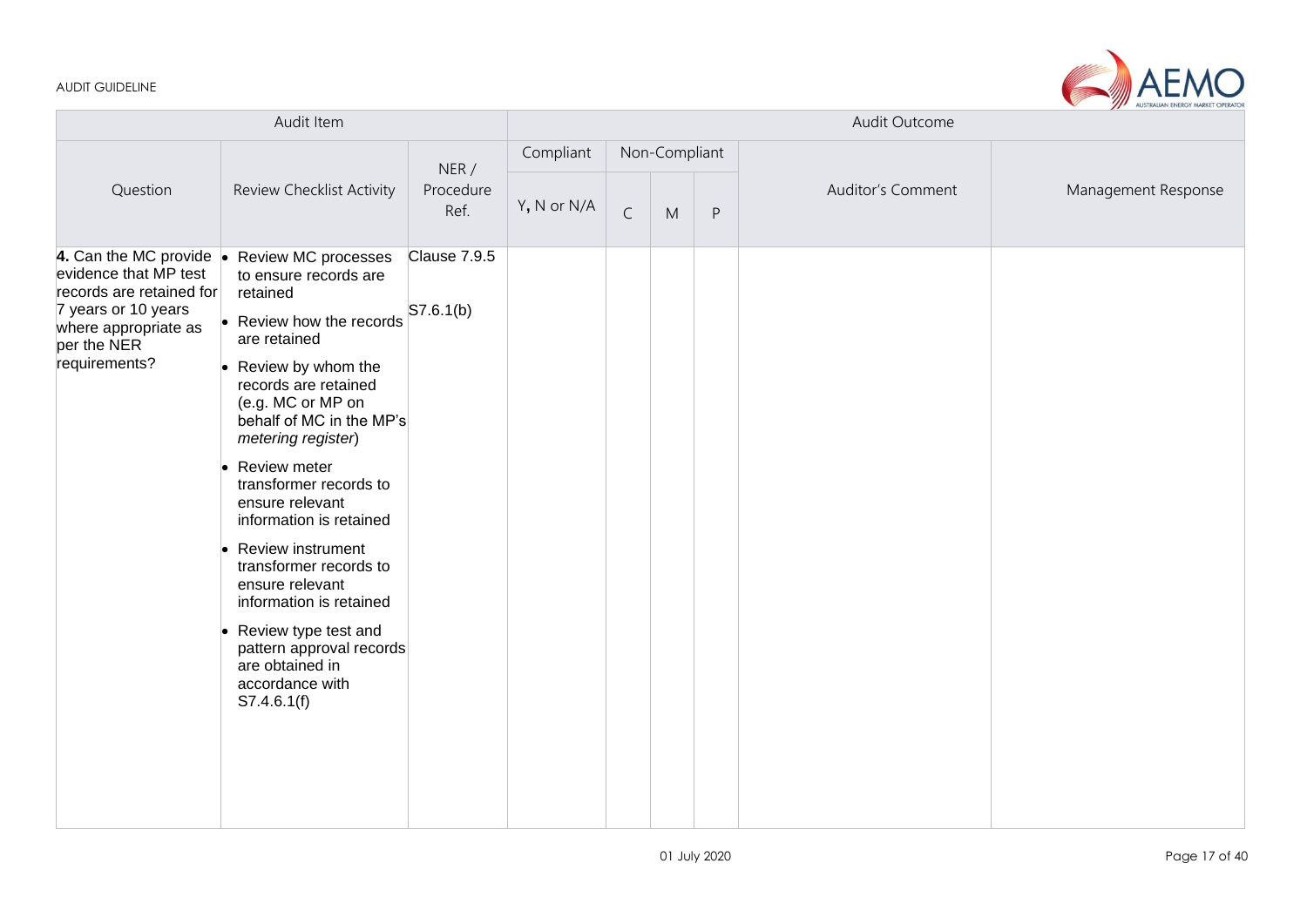| Audit Item | | | Audit Outcome | | | | | |
|---|---|---|---|---|---|---|---|---|
| Question | Review Checklist Activity | NER / Procedure Ref. | Compliant | Non-Compliant | | | Auditor's Comment | Management Response |
| | | | Y, N or N/A | C | M | P | | |
| **4.** Can the MC provide evidence that MP test records are retained for 7 years or 10 years where appropriate as per the NER requirements? | • Review MC processes to ensure records are retained<br>• Review how the records are retained<br>• Review by whom the records are retained (e.g. MC or MP on behalf of MC in the MP's *metering register*)<br>• Review meter transformer records to ensure relevant information is retained<br>• Review instrument transformer records to ensure relevant information is retained<br>• Review type test and pattern approval records are obtained in accordance with S7.4.6.1(f) | Clause 7.9.5<br><br>S7.6.1(b) | | | | | | |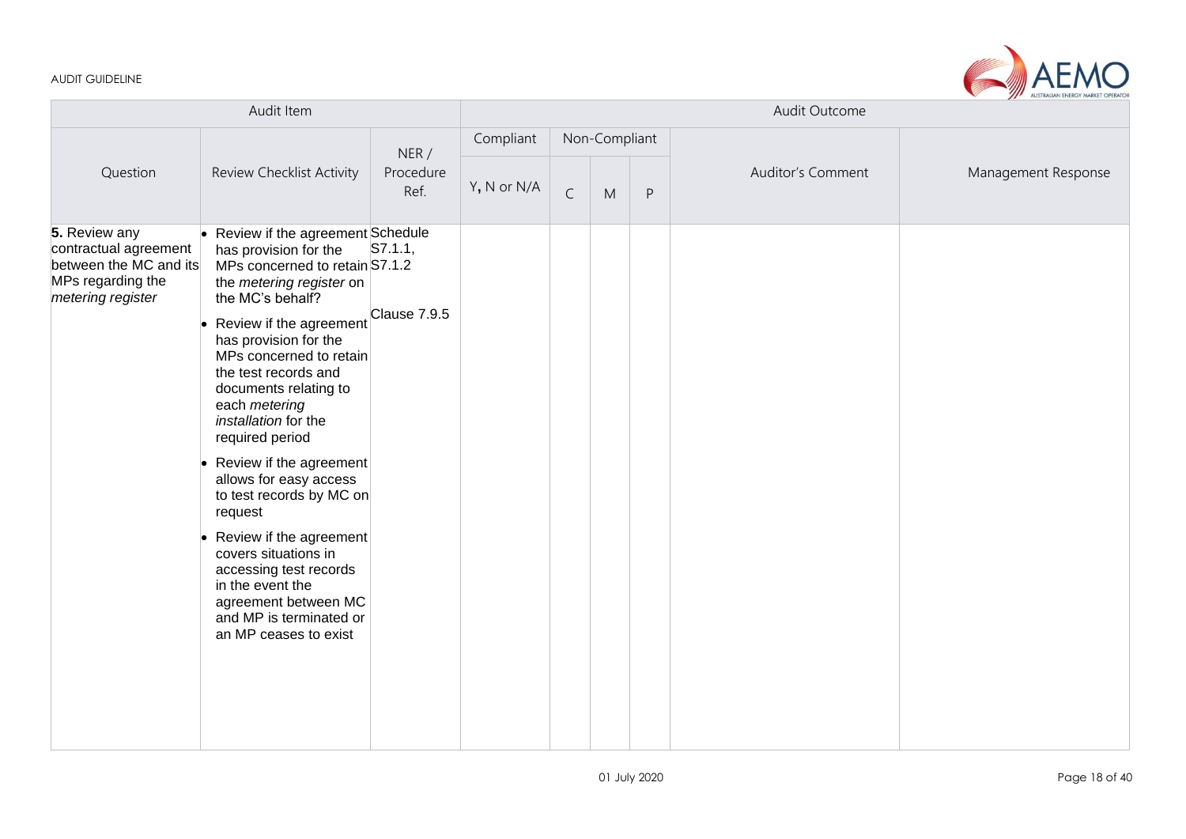| Audit Item | | | Audit Outcome | | | | | |
|---|---|---|---|---|---|---|---|---|
| Question | Review Checklist Activity | NER / Procedure Ref. | Compliant | Non-Compliant | | | Auditor's Comment | Management Response |
| | | | Y, N or N/A | C | M | P | | |
| **5.** Review any contractual agreement between the MC and its MPs regarding the *metering register* | • Review if the agreement has provision for the MPs concerned to retain the *metering register* on the MC's behalf?<br>• Review if the agreement has provision for the MPs concerned to retain the test records and documents relating to each *metering installation* for the required period<br>• Review if the agreement allows for easy access to test records by MC on request<br>• Review if the agreement covers situations in accessing test records in the event the agreement between MC and MP is terminated or an MP ceases to exist | Schedule S7.1.1, S7.1.2<br><br>Clause 7.9.5 | | | | | | |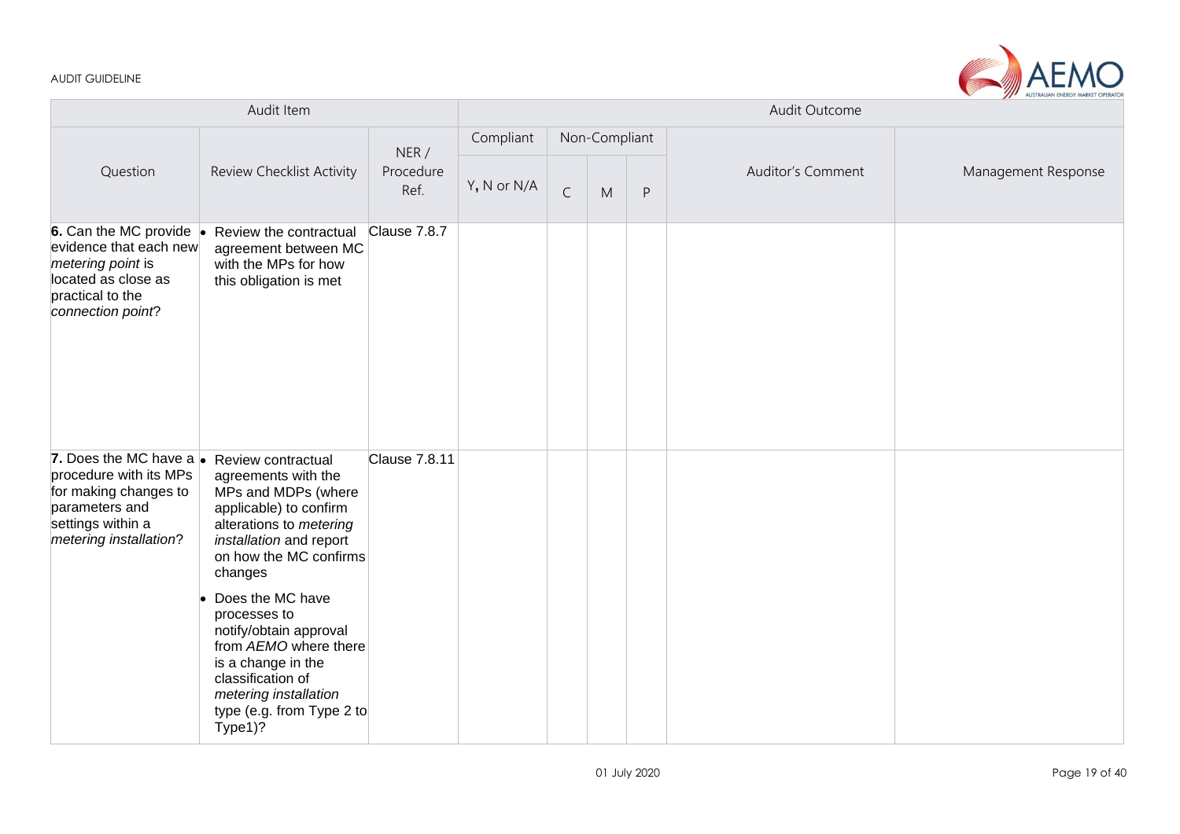| Audit Item | | | Audit Outcome | | | | | |
|---|---|---|---|---|---|---|---|---|
| Question | Review Checklist Activity | NER / Procedure Ref. | Compliant | Non-Compliant | | | Auditor's Comment | Management Response |
| | | | Y, N or N/A | C | M | P | | |
| **6.** Can the MC provide evidence that each new *metering point* is located as close as practical to the *connection point*? | • Review the contractual agreement between MC with the MPs for how this obligation is met | Clause 7.8.7 | | | | | | |
| **7.** Does the MC have a procedure with its MPs for making changes to parameters and settings within a *metering installation*? | • Review contractual agreements with the MPs and MDPs (where applicable) to confirm alterations to *metering installation* and report on how the MC confirms changes<br>• Does the MC have processes to notify/obtain approval from *AEMO* where there is a change in the classification of *metering installation* type (e.g. from Type 2 to Type1)? | Clause 7.8.11 | | | | | | |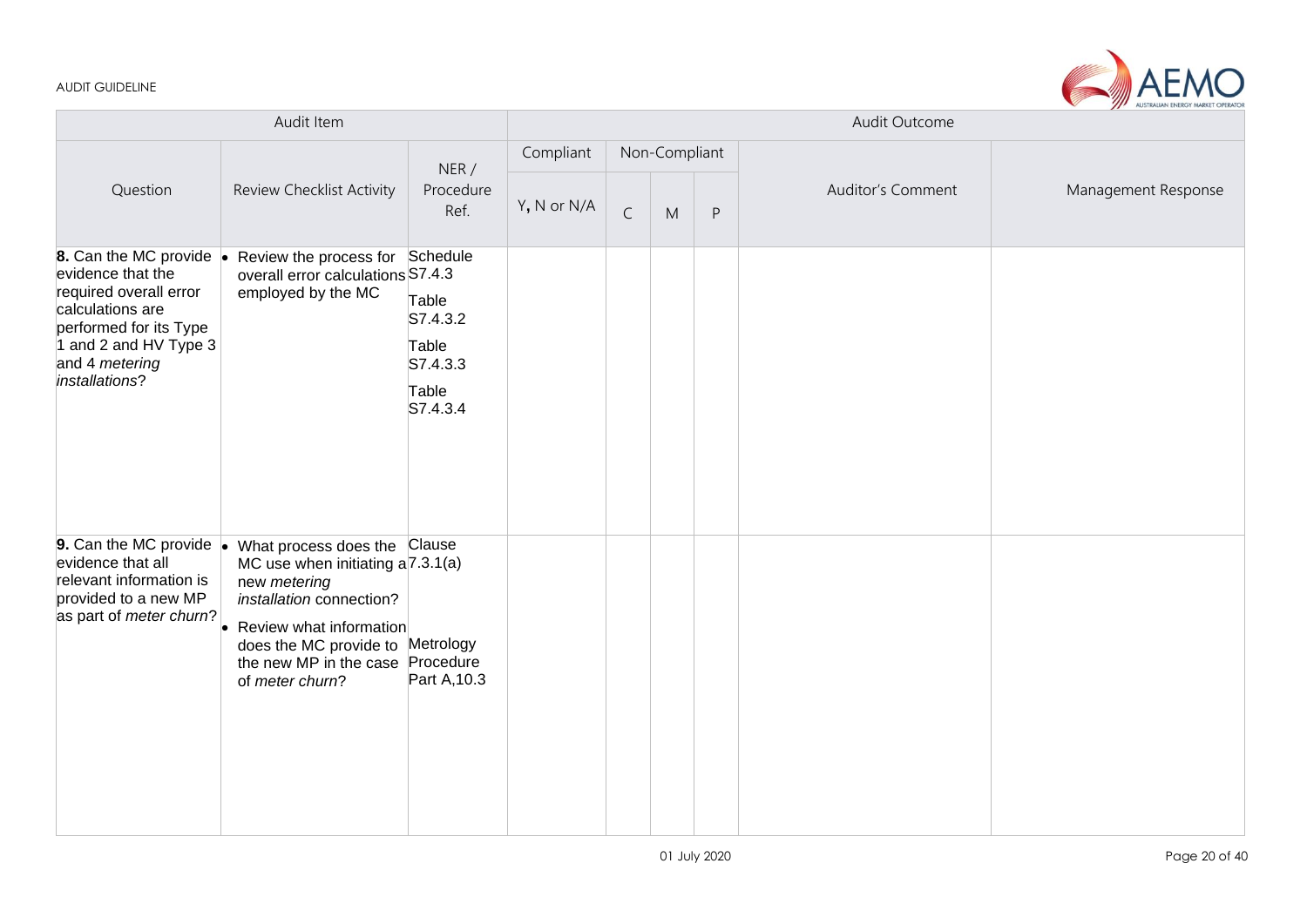| Audit Item | | | Audit Outcome | | | | | |
|---|---|---|---|---|---|---|---|---|
| Question | Review Checklist Activity | NER / Procedure Ref. | Compliant | Non-Compliant | | | Auditor's Comment | Management Response |
| | | | Y, N or N/A | C | M | P | | |
| **8.** Can the MC provide evidence that the required overall error calculations are performed for its Type 1 and 2 and HV Type 3 and 4 *metering installations*? | • Review the process for overall error calculations employed by the MC | Schedule S7.4.3<br>Table S7.4.3.2<br>Table S7.4.3.3<br>Table S7.4.3.4 | | | | | | |
| **9.** Can the MC provide evidence that all relevant information is provided to a new MP as part of *meter churn*? | • What process does the MC use when initiating a new *metering installation* connection?<br>• Review what information does the MC provide to the new MP in the case of *meter churn*? | Clause 7.3.1(a)<br>Metrology Procedure Part A,10.3 | | | | | | |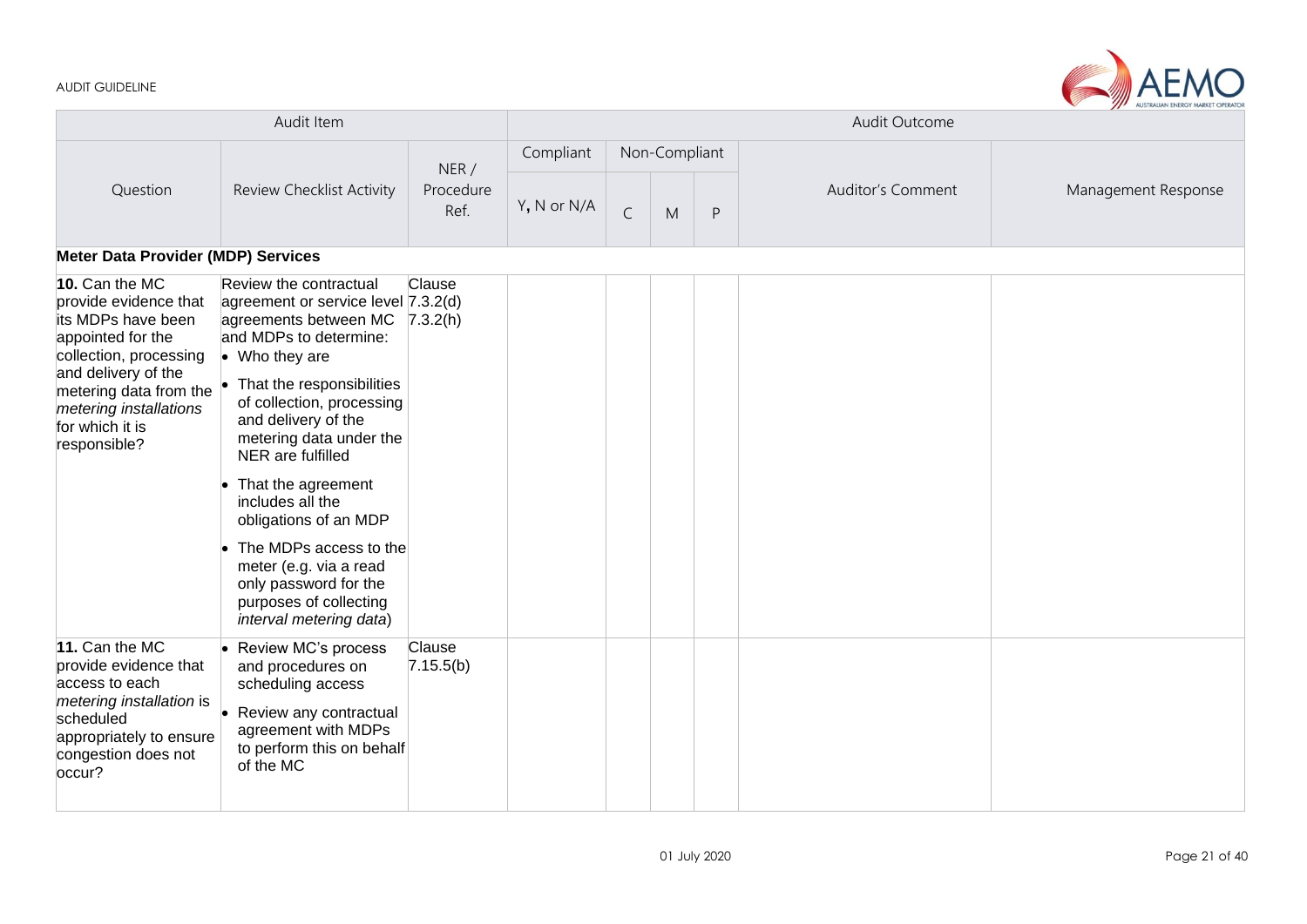| Audit Item | | | Audit Outcome | | | | | |
|---|---|---|---|---|---|---|---|---|
| Question | Review Checklist Activity | NER / Procedure Ref. | Compliant | Non-Compliant | | | Auditor's Comment | Management Response |
| | | | Y, N or N/A | C | M | P | | |
| **Meter Data Provider (MDP) Services** | | | | | | | | |
| **10.** Can the MC provide evidence that its MDPs have been appointed for the collection, processing and delivery of the metering data from the *metering installations* for which it is responsible? | Review the contractual agreement or service level agreements between MC and MDPs to determine: <br>• Who they are <br>• That the responsibilities of collection, processing and delivery of the metering data under the NER are fulfilled <br>• That the agreement includes all the obligations of an MDP <br>• The MDPs access to the meter (e.g. via a read only password for the purposes of collecting *interval metering data*) | Clause 7.3.2(d) 7.3.2(h) | | | | | | |
| **11.** Can the MC provide evidence that access to each *metering installation* is scheduled appropriately to ensure congestion does not occur? | • Review MC's process and procedures on scheduling access <br>• Review any contractual agreement with MDPs to perform this on behalf of the MC | Clause 7.15.5(b) | | | | | | |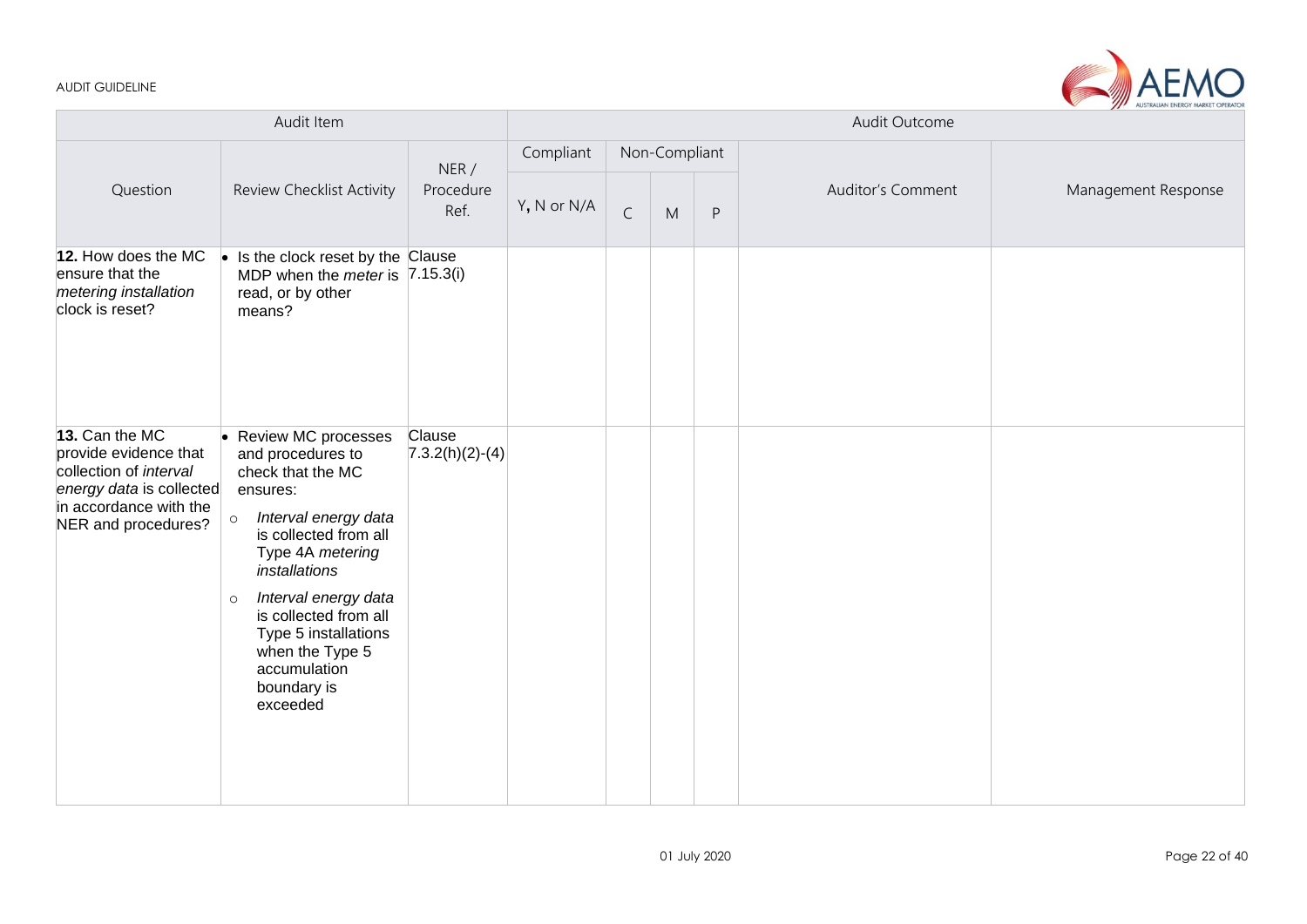| Audit Item | | | Audit Outcome | | | | | |
|---|---|---|---|---|---|---|---|---|
| Question | Review Checklist Activity | NER / Procedure Ref. | Compliant | Non-Compliant | | | Auditor's Comment | Management Response |
| | | | Y, N or N/A | C | M | P | | |
| **12.** How does the MC ensure that the *metering installation* clock is reset? | • Is the clock reset by the MDP when the *meter* is read, or by other means? | Clause 7.15.3(i) | | | | | | |
| **13.** Can the MC provide evidence that collection of *interval energy data* is collected in accordance with the NER and procedures? | • Review MC processes and procedures to check that the MC ensures: <br> ○ *Interval energy data* is collected from all Type 4A *metering installations* <br> ○ *Interval energy data* is collected from all Type 5 installations when the Type 5 accumulation boundary is exceeded | Clause 7.3.2(h)(2)-(4) | | | | | | |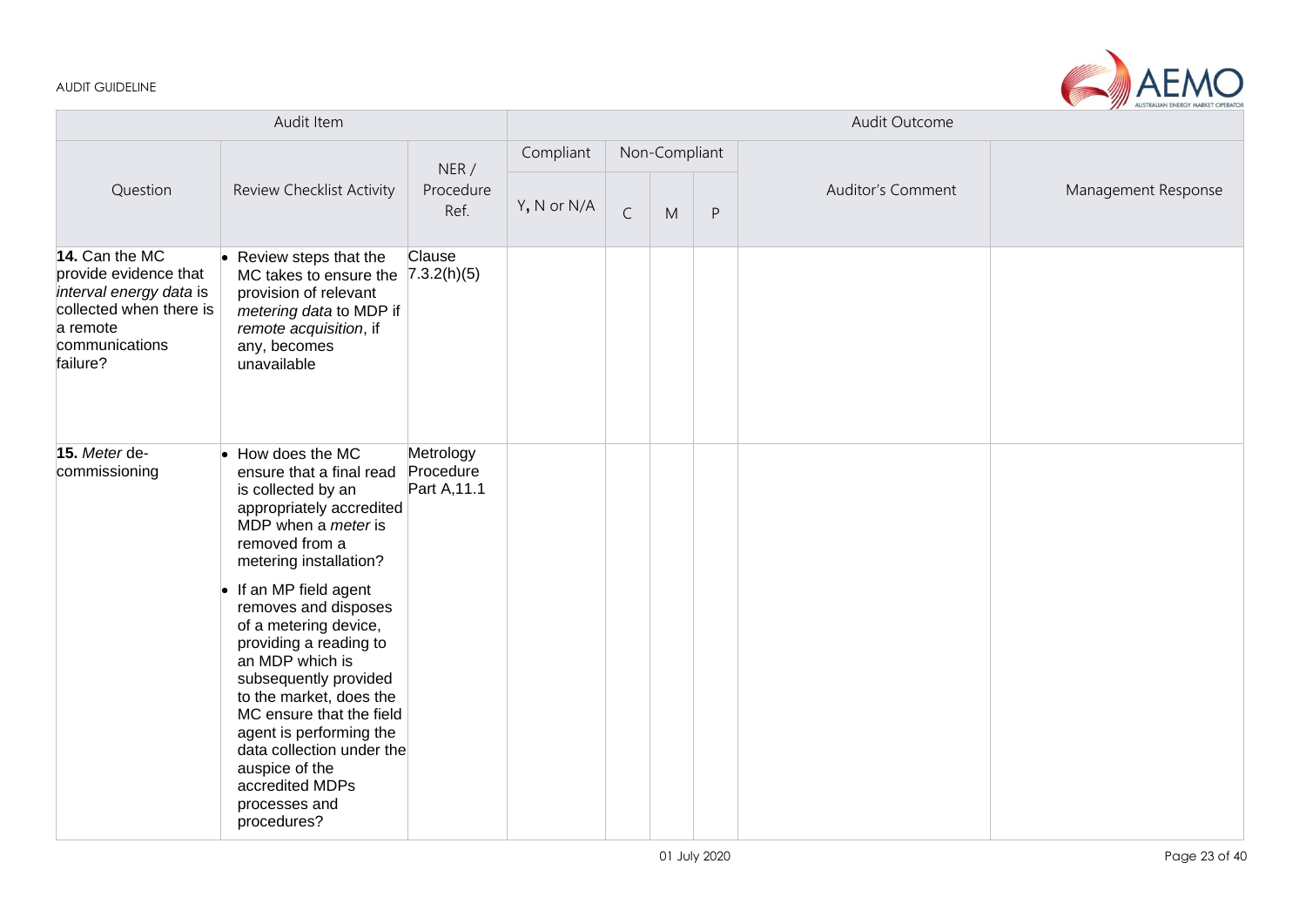| Audit Item | | | Audit Outcome | | | | | |
|---|---|---|---|---|---|---|---|---|
| Question | Review Checklist Activity | NER / Procedure Ref. | Compliant | Non-Compliant | | | Auditor's Comment | Management Response |
| | | | Y, N or N/A | C | M | P | | |
| **14.** Can the MC provide evidence that *interval energy data* is collected when there is a remote communications failure? | • Review steps that the MC takes to ensure the provision of relevant *metering data* to MDP if *remote acquisition*, if any, becomes unavailable | Clause 7.3.2(h)(5) | | | | | | |
| **15.** *Meter* de-commissioning | • How does the MC ensure that a final read is collected by an appropriately accredited MDP when a *meter* is removed from a metering installation?<br>• If an MP field agent removes and disposes of a metering device, providing a reading to an MDP which is subsequently provided to the market, does the MC ensure that the field agent is performing the data collection under the auspice of the accredited MDPs processes and procedures? | Metrology Procedure Part A,11.1 | | | | | | |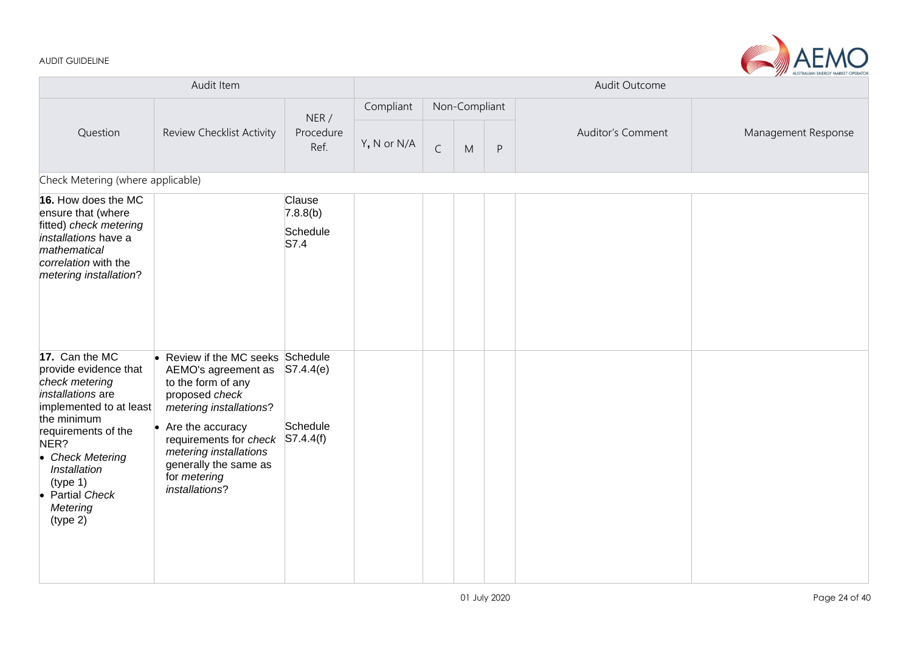| Audit Item | | | Audit Outcome | | | | | |
|---|---|---|---|---|---|---|---|---|
| Question | Review Checklist Activity | NER / Procedure Ref. | Compliant | Non-Compliant | | | Auditor's Comment | Management Response |
| | | | Y, N or N/A | C | M | P | | |
| Check Metering (where applicable) | | | | | | | | |
| **16.** How does the MC ensure that (where fitted) *check metering installations* have a *mathematical correlation* with the *metering installation*? | | Clause 7.8.8(b)<br><br>Schedule S7.4 | | | | | | |
| **17.** Can the MC provide evidence that *check metering installations* are implemented to at least the minimum requirements of the NER?<br>• *Check Metering Installation* (type 1)<br>• Partial *Check Metering* (type 2) | • Review if the MC seeks AEMO's agreement as to the form of any proposed *check metering installations*?<br>• Are the accuracy requirements for *check metering installations* generally the same as for *metering installations*? | Schedule S7.4.4(e)<br><br>Schedule S7.4.4(f) | | | | | | |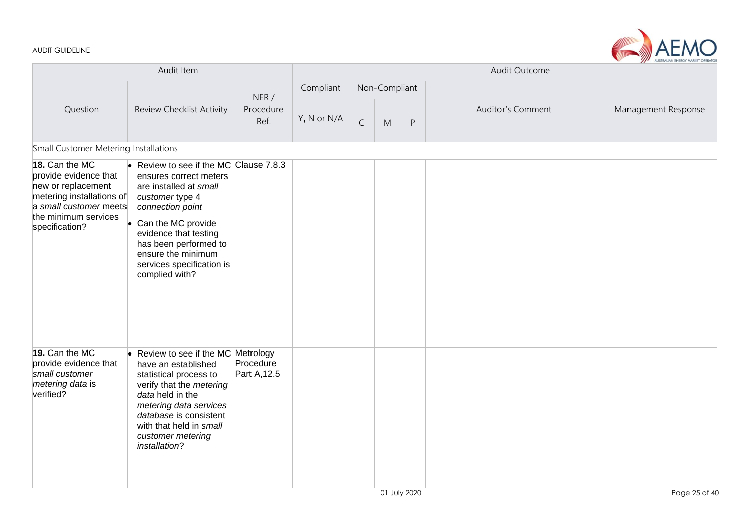| Audit Item | | | Audit Outcome | | | | | |
|---|---|---|---|---|---|---|---|---|
| Question | Review Checklist Activity | NER / Procedure Ref. | Compliant | Non-Compliant | | | Auditor's Comment | Management Response |
| | | | Y, N or N/A | C | M | P | | |
| Small Customer Metering Installations | | | | | | | | |
| **18.** Can the MC provide evidence that new or replacement metering installations of a *small customer* meets the minimum services specification? | • Review to see if the MC ensures correct meters are installed at *small customer* type 4 *connection point* <br> • Can the MC provide evidence that testing has been performed to ensure the minimum services specification is complied with? | Clause 7.8.3 | | | | | | |
| **19.** Can the MC provide evidence that *small customer metering data* is verified? | • Review to see if the MC have an established statistical process to verify that the *metering data* held in the *metering data services database* is consistent with that held in *small customer metering installation*? | Metrology Procedure Part A,12.5 | | | | | | |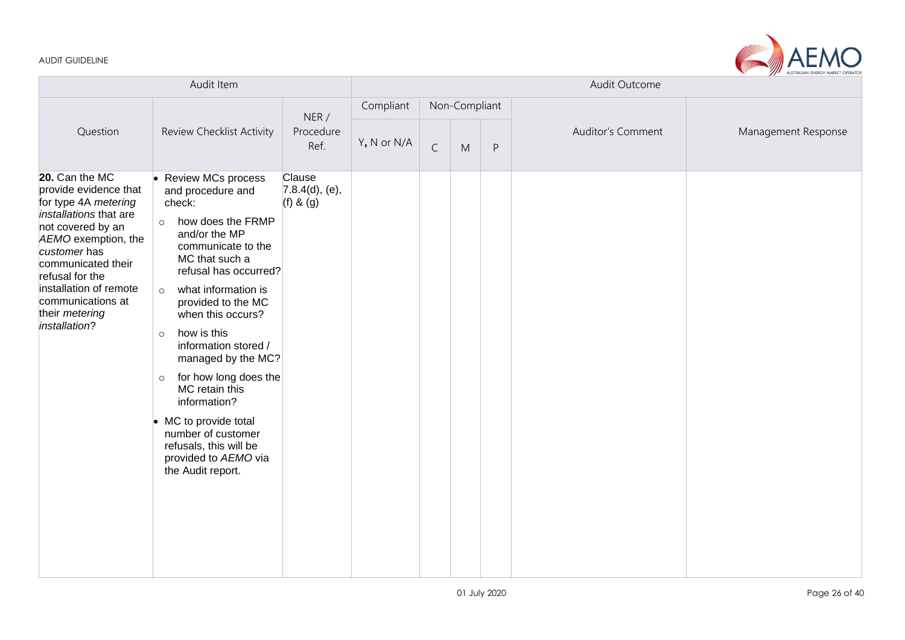| Audit Item | | | Audit Outcome | | | | | |
|---|---|---|---|---|---|---|---|---|
| Question | Review Checklist Activity | NER / Procedure Ref. | Compliant | Non-Compliant | | | Auditor's Comment | Management Response |
| | | | Y, N or N/A | C | M | P | | |
| **20.** Can the MC provide evidence that for type 4A *metering installations* that are not covered by an *AEMO* exemption, the *customer* has communicated their refusal for the installation of remote communications at their *metering installation*? | • Review MCs process and procedure and check:<br>○ how does the FRMP and/or the MP communicate to the MC that such a refusal has occurred?<br>○ what information is provided to the MC when this occurs?<br>○ how is this information stored / managed by the MC?<br>○ for how long does the MC retain this information?<br>• MC to provide total number of customer refusals, this will be provided to *AEMO* via the Audit report. | Clause 7.8.4(d), (e), (f) & (g) | | | | | | |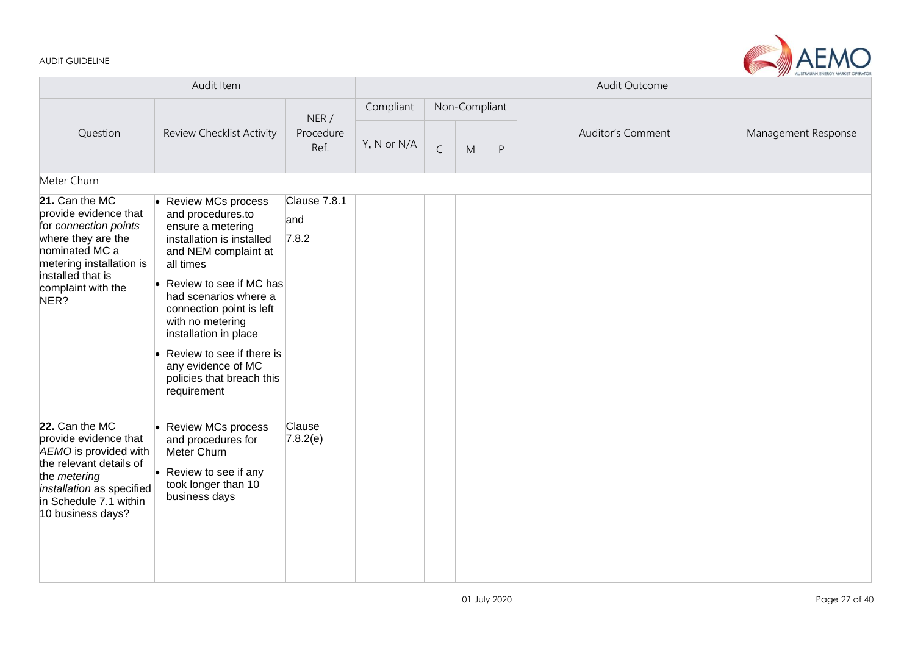| Audit Item | | | Audit Outcome | | | | | |
|---|---|---|---|---|---|---|---|---|
| Question | Review Checklist Activity | NER / Procedure Ref. | Compliant | Non-Compliant | | | Auditor's Comment | Management Response |
| | | | Y, N or N/A | C | M | P | | |
| Meter Churn | | | | | | | | |
| **21.** Can the MC provide evidence that for *connection points* where they are the nominated MC a metering installation is installed that is complaint with the NER? | • Review MCs process and procedures.to ensure a metering installation is installed and NEM complaint at all times<br>• Review to see if MC has had scenarios where a connection point is left with no metering installation in place<br>• Review to see if there is any evidence of MC policies that breach this requirement | Clause 7.8.1 and 7.8.2 | | | | | | |
| **22.** Can the MC provide evidence that *AEMO* is provided with the relevant details of the *metering installation* as specified in Schedule 7.1 within 10 business days? | • Review MCs process and procedures for Meter Churn<br>• Review to see if any took longer than 10 business days | Clause 7.8.2(e) | | | | | | |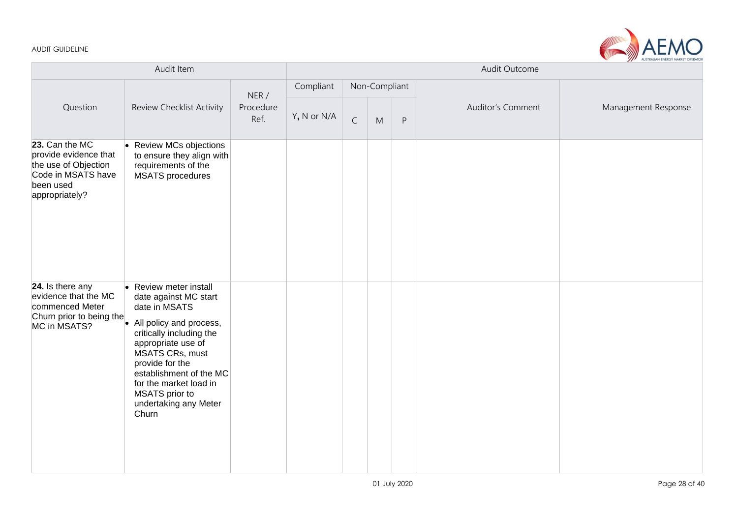| Audit Item | | | Audit Outcome | | | | | |
|---|---|---|---|---|---|---|---|---|
| Question | Review Checklist Activity | NER / Procedure Ref. | Compliant | Non-Compliant | | | Auditor's Comment | Management Response |
| | | | Y, N or N/A | C | M | P | | |
| **23.** Can the MC provide evidence that the use of Objection Code in MSATS have been used appropriately? | • Review MCs objections to ensure they align with requirements of the MSATS procedures | | | | | | | |
| **24.** Is there any evidence that the MC commenced Meter Churn prior to being the MC in MSATS? | • Review meter install date against MC start date in MSATS<br>• All policy and process, critically including the appropriate use of MSATS CRs, must provide for the establishment of the MC for the market load in MSATS prior to undertaking any Meter Churn | | | | | | | |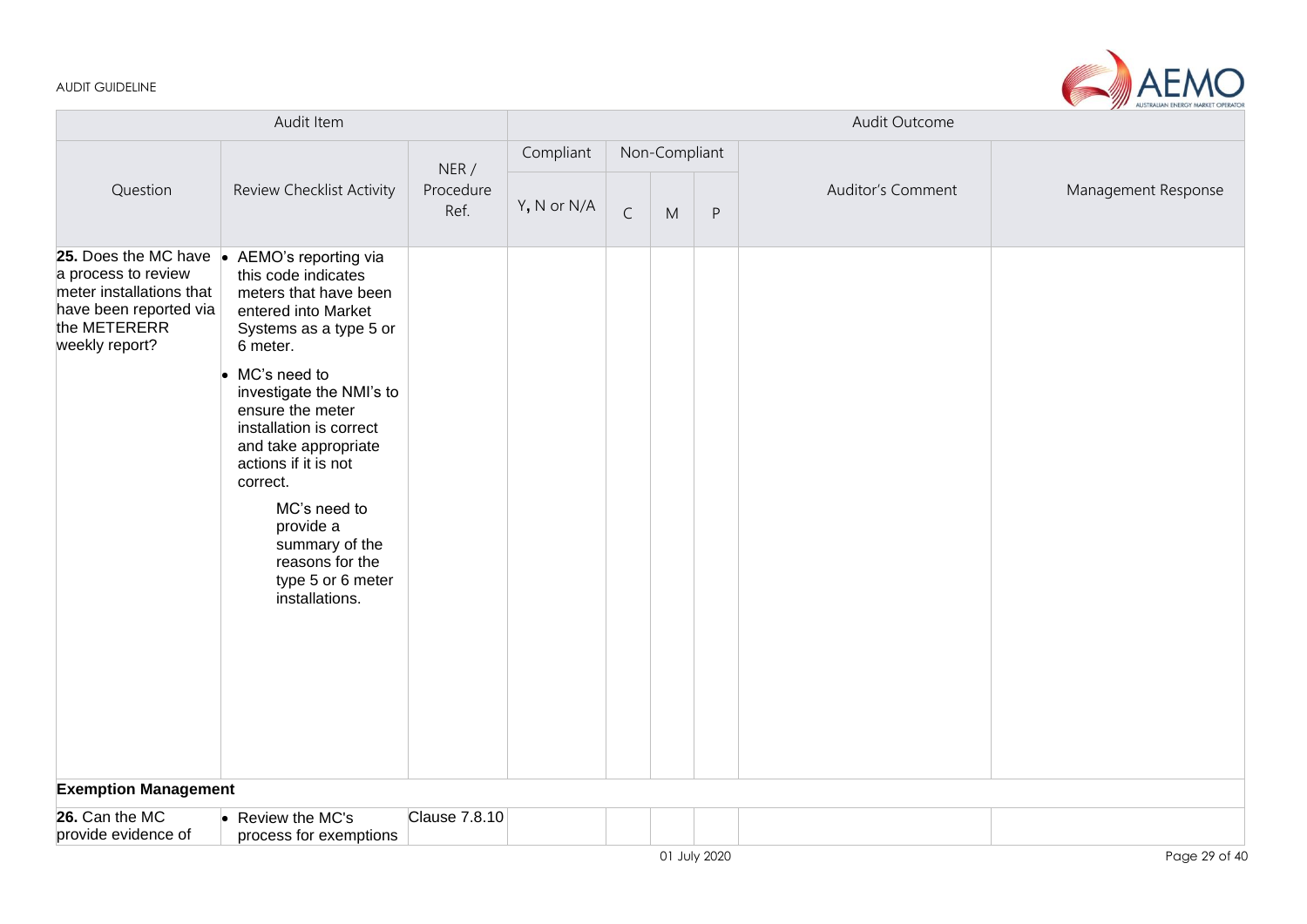| Audit Item | | | Audit Outcome | | | | | |
|---|---|---|---|---|---|---|---|---|
| Question | Review Checklist Activity | NER / Procedure Ref. | Compliant | Non-Compliant | | | Auditor's Comment | Management Response |
| | | | Y, N or N/A | C | M | P | | |
| **25.** Does the MC have a process to review meter installations that have been reported via the METERERR weekly report? | • AEMO's reporting via this code indicates meters that have been entered into Market Systems as a type 5 or 6 meter.<br>• MC's need to investigate the NMI's to ensure the meter installation is correct and take appropriate actions if it is not correct.<br>MC's need to provide a summary of the reasons for the type 5 or 6 meter installations. | | | | | | | |
| **Exemption Management** | | | | | | | | |
| **26.** Can the MC provide evidence of | • Review the MC's process for exemptions | Clause 7.8.10 | | | | | | |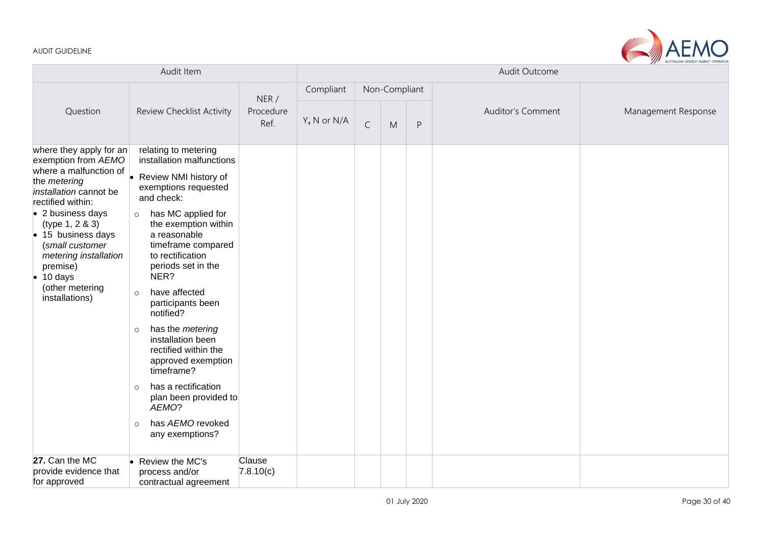| Audit Item | | | Audit Outcome | | | | | |
|---|---|---|---|---|---|---|---|---|
| Question | Review Checklist Activity | NER / Procedure Ref. | Compliant | Non-Compliant | | | Auditor's Comment | Management Response |
| | | | Y, N or N/A | C | M | P | | |
| where they apply for an exemption from *AEMO* where a malfunction of the *metering installation* cannot be rectified within:<br>• 2 business days (type 1, 2 & 3)<br>• 15 business days (*small customer metering installation* premise)<br>• 10 days (other metering installations) | relating to metering installation malfunctions<br>• Review NMI history of exemptions requested and check:<br>○ has MC applied for the exemption within a reasonable timeframe compared to rectification periods set in the NER?<br>○ have affected participants been notified?<br>○ has the *metering* installation been rectified within the approved exemption timeframe?<br>○ has a rectification plan been provided to *AEMO*?<br>○ has *AEMO* revoked any exemptions? | | | | | | | |
| **27.** Can the MC provide evidence that for approved | • Review the MC's process and/or contractual agreement | Clause 7.8.10(c) | | | | | | |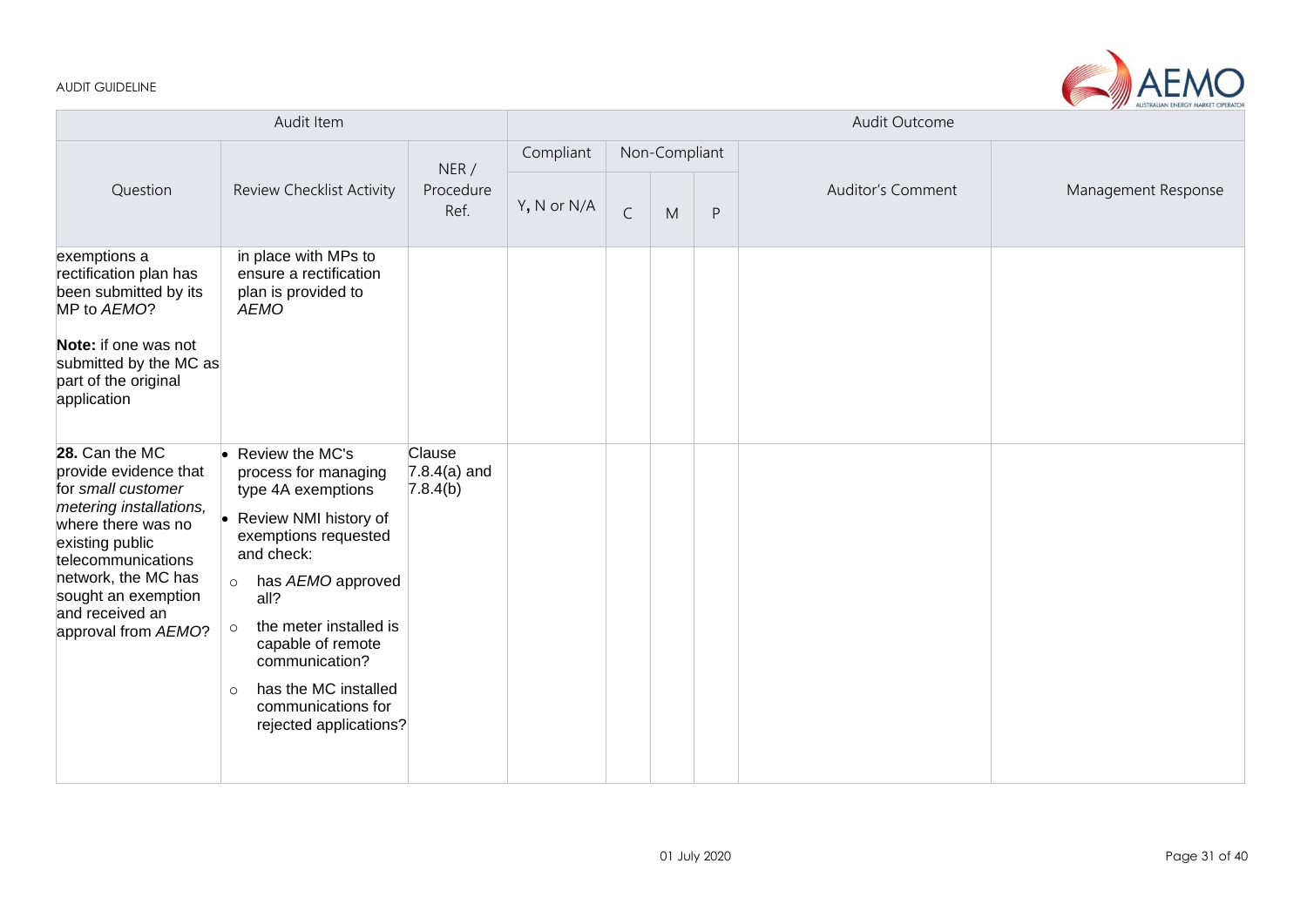| Audit Item | | | Audit Outcome | | | | | |
|---|---|---|---|---|---|---|---|---|
| Question | Review Checklist Activity | NER / Procedure Ref. | Compliant | Non-Compliant | | | Auditor's Comment | Management Response |
| | | | Y, N or N/A | C | M | P | | |
| exemptions a rectification plan has been submitted by its MP to *AEMO*?<br><br>**Note:** if one was not submitted by the MC as part of the original application | in place with MPs to ensure a rectification plan is provided to *AEMO* | | | | | | | |
| **28.** Can the MC provide evidence that for *small customer metering installations,* where there was no existing public telecommunications network, the MC has sought an exemption and received an approval from *AEMO*? | • Review the MC's process for managing type 4A exemptions<br>• Review NMI history of exemptions requested and check:<br>○ has *AEMO* approved all?<br>○ the meter installed is capable of remote communication?<br>○ has the MC installed communications for rejected applications? | Clause 7.8.4(a) and 7.8.4(b) | | | | | | |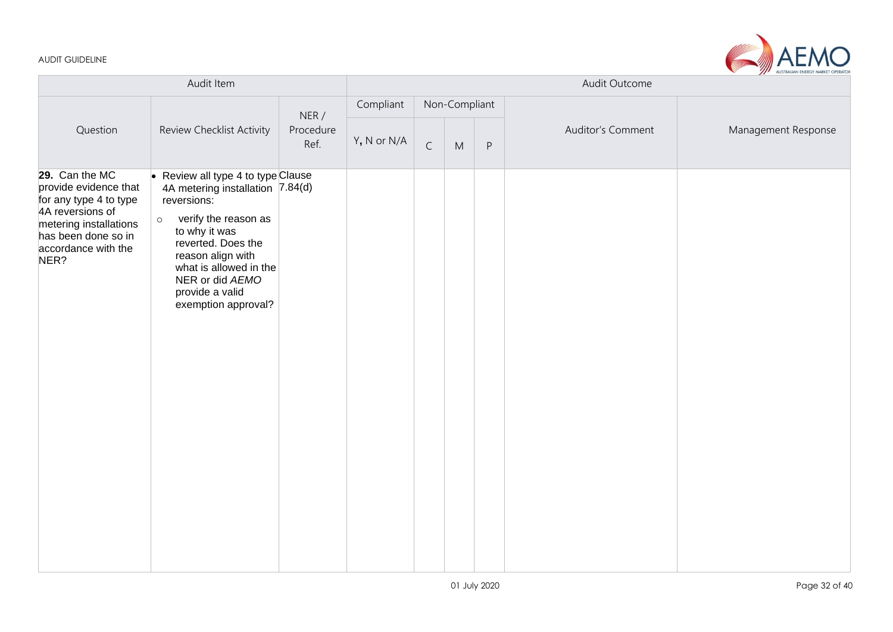| Audit Item | | | Audit Outcome | | | | | |
|---|---|---|---|---|---|---|---|---|
| Question | Review Checklist Activity | NER / Procedure Ref. | Compliant | Non-Compliant | | | Auditor's Comment | Management Response |
| | | | Y, N or N/A | C | M | P | | |
| **29.** Can the MC provide evidence that for any type 4 to type 4A reversions of metering installations has been done so in accordance with the NER? | • Review all type 4 to type 4A metering installation reversions: <br>○ verify the reason as to why it was reverted. Does the reason align with what is allowed in the NER or did *AEMO* provide a valid exemption approval? | Clause 7.84(d) | | | | | | |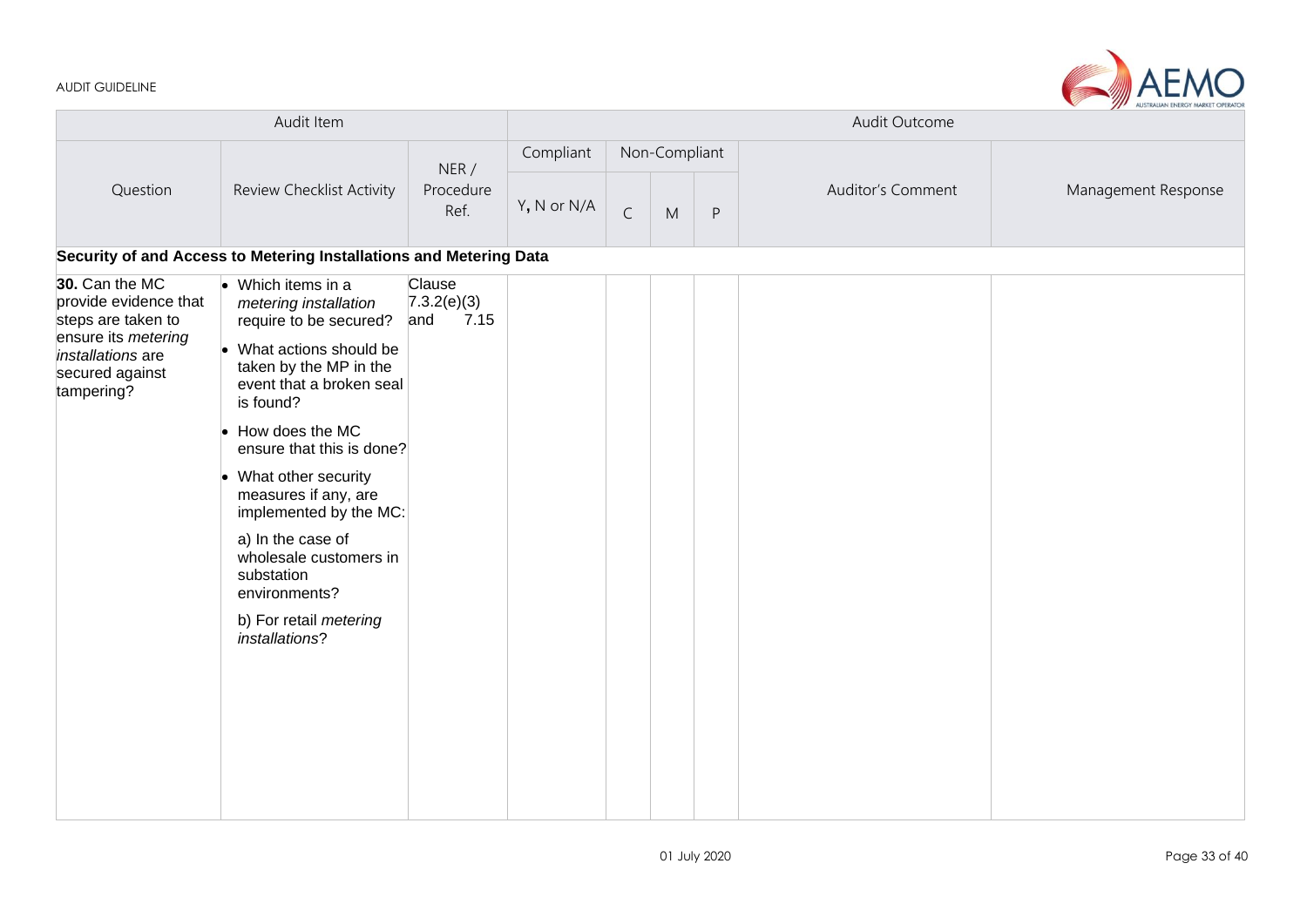| Audit Item | | | Audit Outcome | | | | | |
|---|---|---|---|---|---|---|---|---|
| Question | Review Checklist Activity | NER / Procedure Ref. | Compliant | Non-Compliant | | | Auditor's Comment | Management Response |
| | | | Y, N or N/A | C | M | P | | |
| **Security of and Access to Metering Installations and Metering Data** | | | | | | | | |
| **30.** Can the MC provide evidence that steps are taken to ensure its *metering installations* are secured against tampering? | • Which items in a *metering installation* require to be secured? • What actions should be taken by the MP in the event that a broken seal is found? • How does the MC ensure that this is done? • What other security measures if any, are implemented by the MC: a) In the case of wholesale customers in substation environments? b) For retail *metering installations*? | Clause 7.3.2(e)(3) and 7.15 | | | | | | |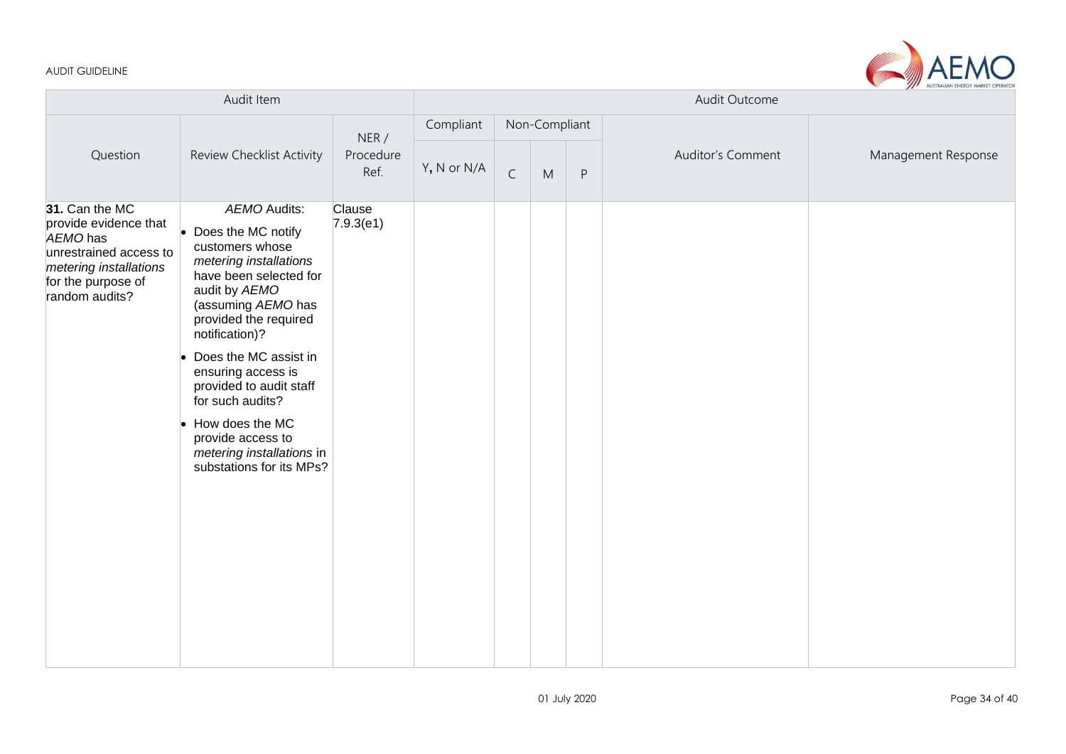| Audit Item | | | Audit Outcome | | | | | |
|---|---|---|---|---|---|---|---|---|
| Question | Review Checklist Activity | NER / Procedure Ref. | Compliant | Non-Compliant | | | Auditor's Comment | Management Response |
| | | | Y, N or N/A | C | M | P | | |
| **31.** Can the MC provide evidence that *AEMO* has unrestrained access to *metering installations* for the purpose of random audits? | *AEMO* Audits:<br>• Does the MC notify customers whose *metering installations* have been selected for audit by *AEMO* (assuming *AEMO* has provided the required notification)?<br>• Does the MC assist in ensuring access is provided to audit staff for such audits?<br>• How does the MC provide access to *metering installations* in substations for its MPs? | Clause 7.9.3(e1) | | | | | | |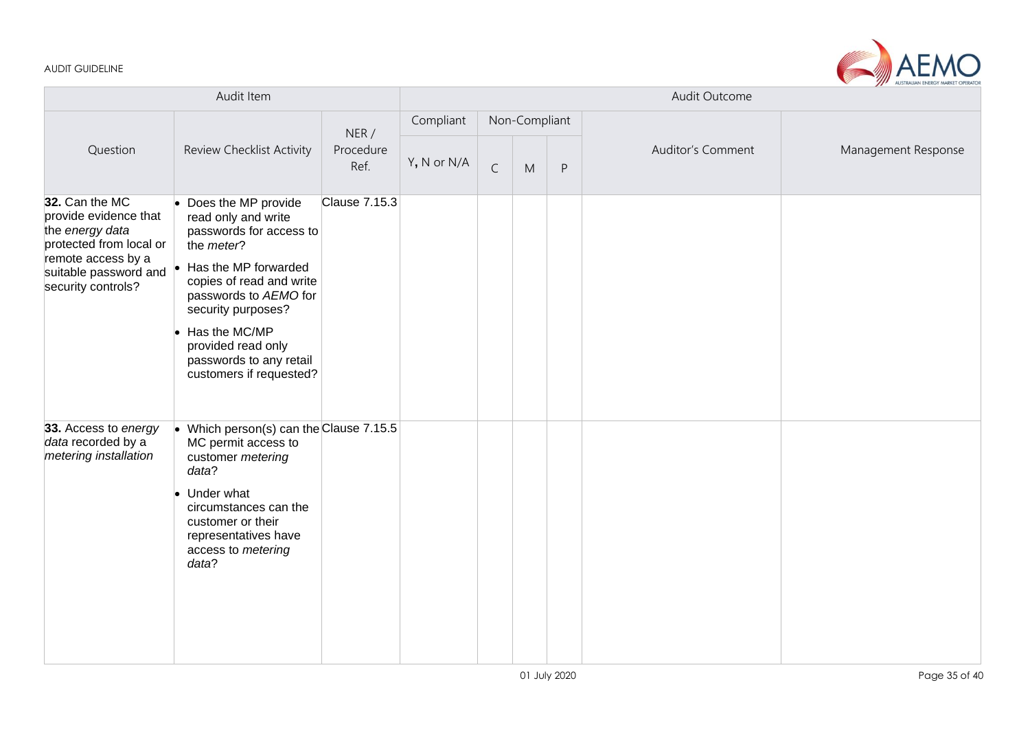| Audit Item | | | Audit Outcome | | | | | |
|---|---|---|---|---|---|---|---|---|
| Question | Review Checklist Activity | NER / Procedure Ref. | Compliant | Non-Compliant | | | Auditor's Comment | Management Response |
| | | | Y, N or N/A | C | M | P | | |
| **32.** Can the MC provide evidence that the *energy data* protected from local or remote access by a suitable password and security controls? | • Does the MP provide read only and write passwords for access to the *meter*?<br>• Has the MP forwarded copies of read and write passwords to *AEMO* for security purposes?<br>• Has the MC/MP provided read only passwords to any retail customers if requested? | Clause 7.15.3 | | | | | | |
| **33.** Access to *energy data* recorded by a *metering installation* | • Which person(s) can the MC permit access to customer *metering data*?<br>• Under what circumstances can the customer or their representatives have access to *metering data*? | Clause 7.15.5 | | | | | | |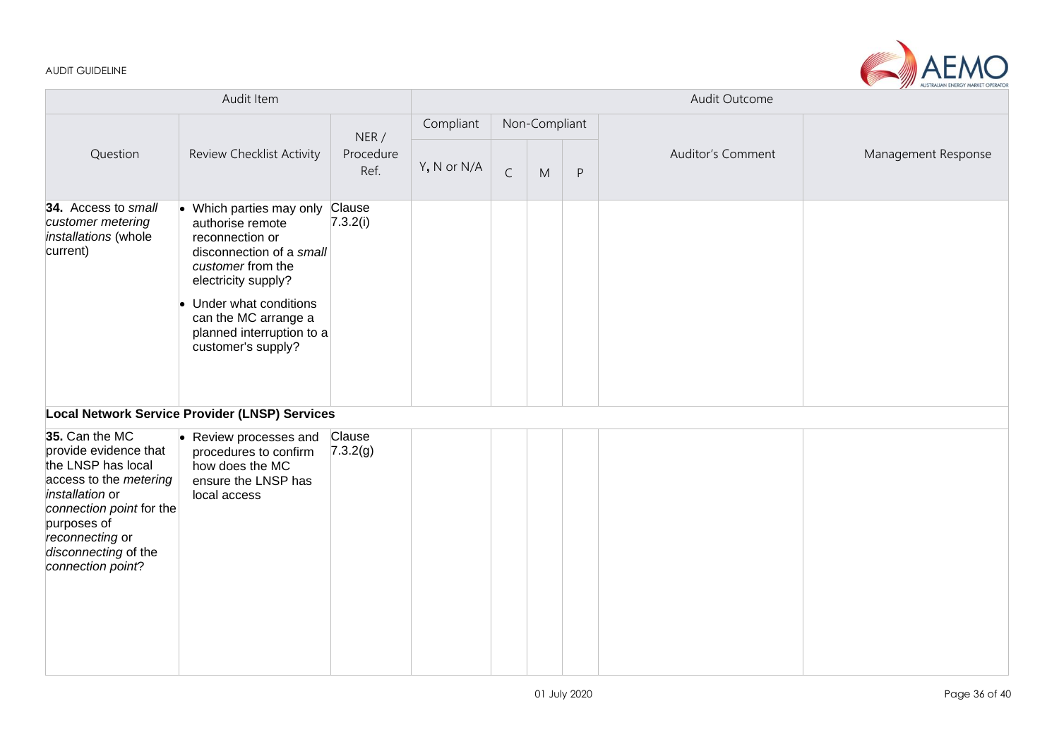| Audit Item | | | Audit Outcome | | | | | |
|---|---|---|---|---|---|---|---|---|
| Question | Review Checklist Activity | NER / Procedure Ref. | Compliant | Non-Compliant | | | Auditor's Comment | Management Response |
| | | | Y, N or N/A | C | M | P | | |
| **34.** Access to *small customer metering installations* (whole current) | • Which parties may only authorise remote reconnection or disconnection of a *small customer* from the electricity supply?<br>• Under what conditions can the MC arrange a planned interruption to a customer's supply? | Clause 7.3.2(i) | | | | | | |
| **Local Network Service Provider (LNSP) Services** | | | | | | | | |
| **35.** Can the MC provide evidence that the LNSP has local access to the *metering installation* or *connection point* for the purposes of *reconnecting* or *disconnecting* of the *connection point*? | • Review processes and procedures to confirm how does the MC ensure the LNSP has local access | Clause 7.3.2(g) | | | | | | |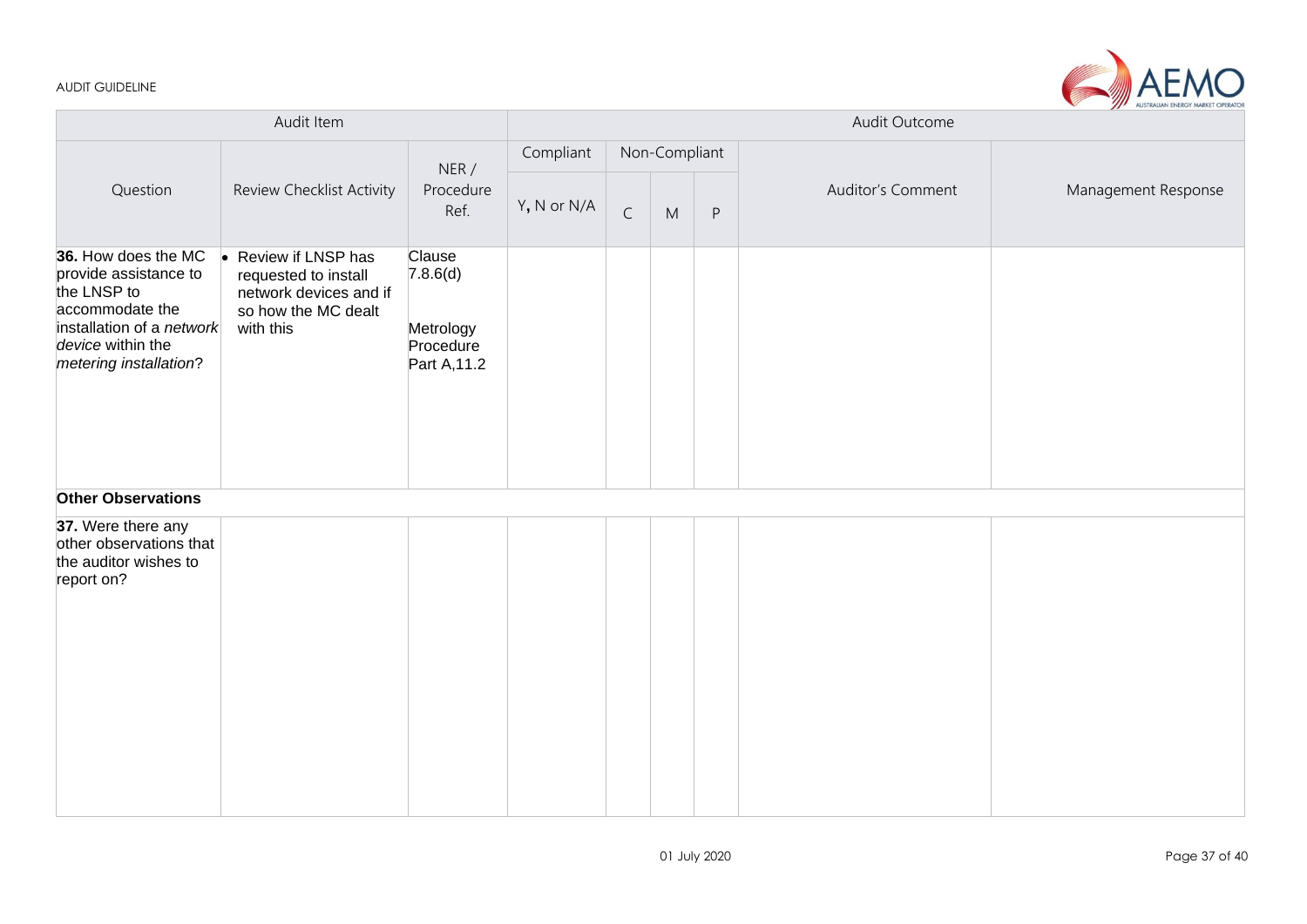| Audit Item | | | Audit Outcome | | | | | |
|---|---|---|---|---|---|---|---|---|
| Question | Review Checklist Activity | NER / Procedure Ref. | Compliant | Non-Compliant | | | Auditor's Comment | Management Response |
| | | | Y, N or N/A | C | M | P | | |
| **36.** How does the MC provide assistance to the LNSP to accommodate the installation of a *network device* within the *metering installation*? | • Review if LNSP has requested to install network devices and if so how the MC dealt with this | Clause 7.8.6(d) Metrology Procedure Part A,11.2 | | | | | | |
| **Other Observations** | | | | | | | | |
| **37.** Were there any other observations that the auditor wishes to report on? | | | | | | | | |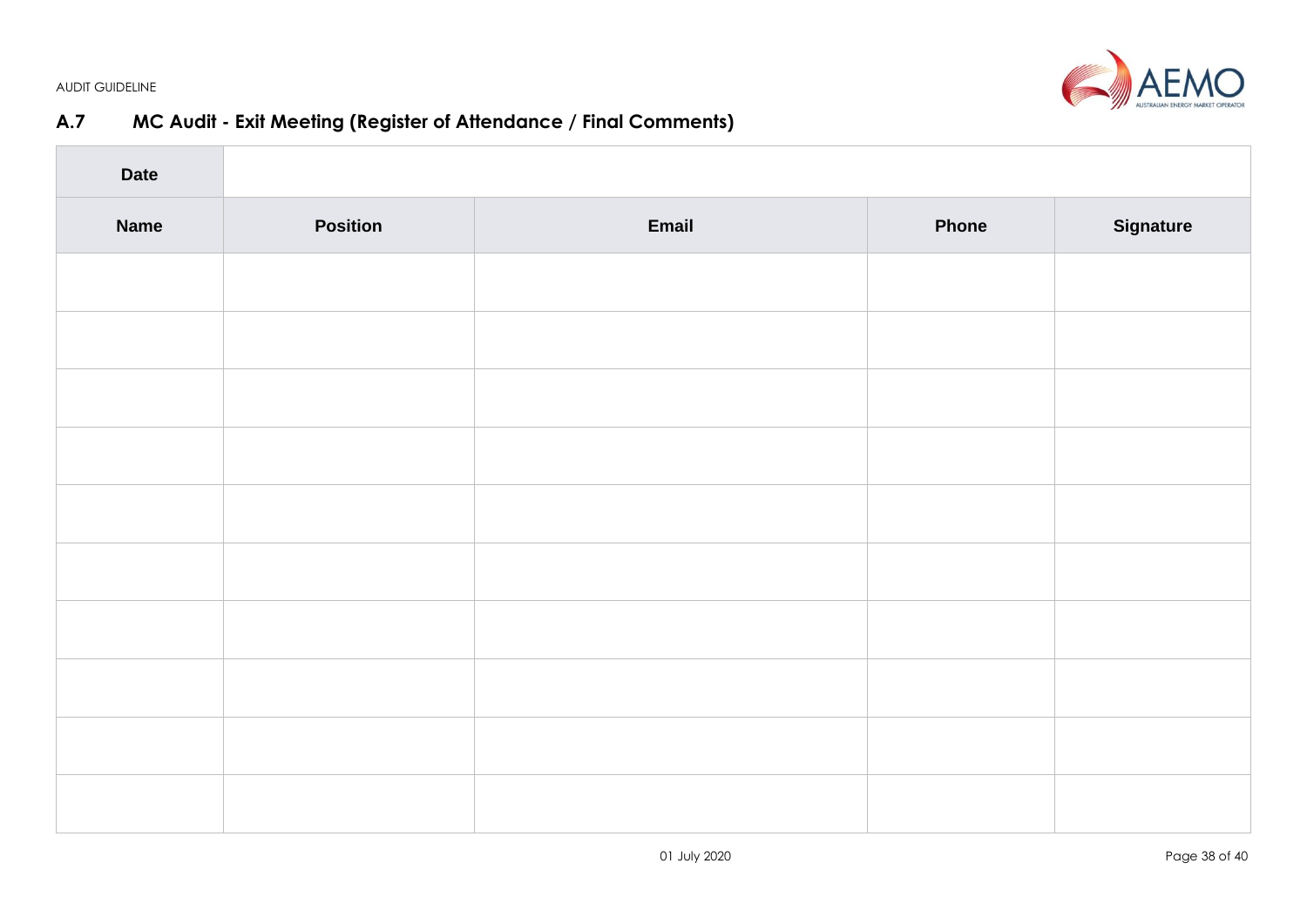## A.7 MC Audit - Exit Meeting (Register of Attendance / Final Comments)

| **Date** | | | | |
|---|---|---|---|---|
| **Name** | **Position** | **Email** | **Phone** | **Signature** |
| | | | | |
| | | | | |
| | | | | |
| | | | | |
| | | | | |
| | | | | |
| | | | | |
| | | | | |
| | | | | |
| | | | | |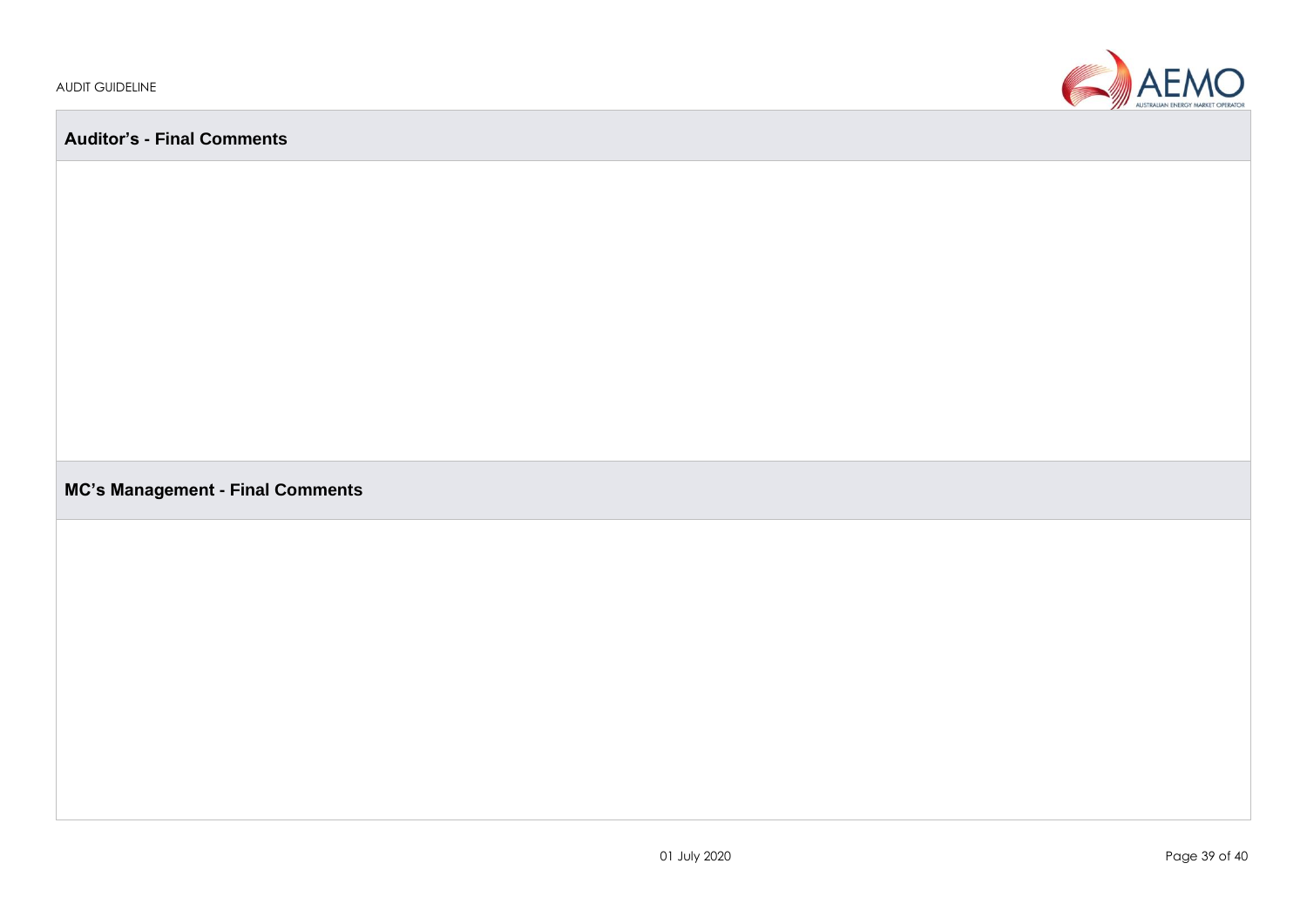| Auditor’s - Final Comments |
| --- |
| |

| MC’s Management - Final Comments |
| --- |
| |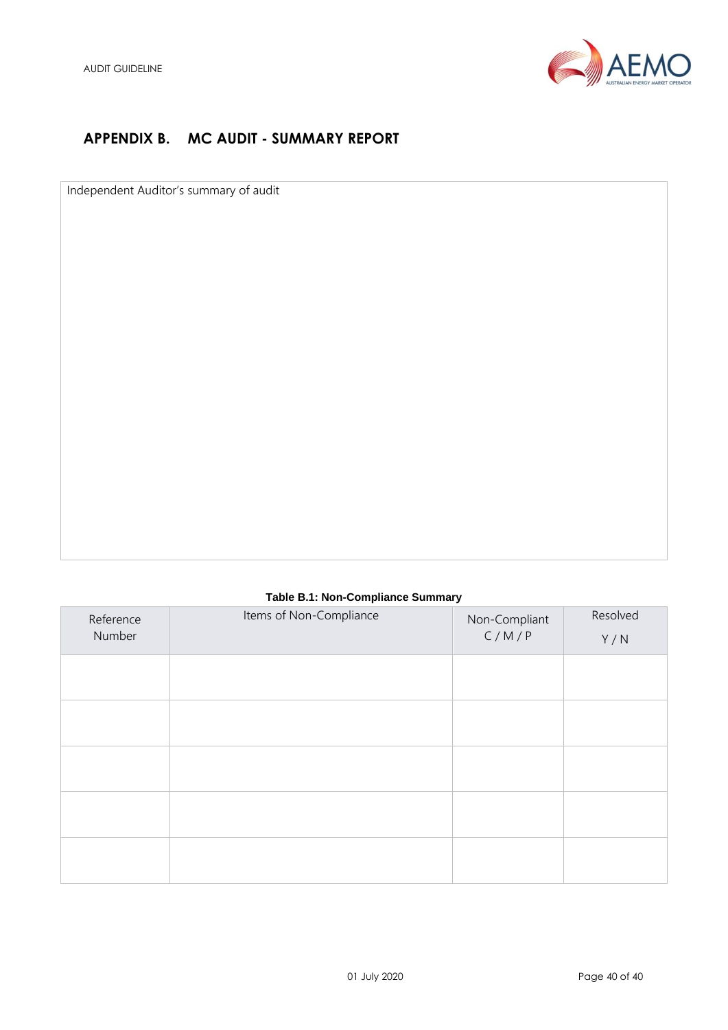## APPENDIX B. MC AUDIT - SUMMARY REPORT

| Independent Auditor's summary of audit |
|---|
| |

**Table B.1: Non-Compliance Summary**

| Reference Number | Items of Non-Compliance | Non-Compliant C / M / P | Resolved Y / N |
|---|---|---|---|
| | | | |
| | | | |
| | | | |
| | | | |
| | | | |